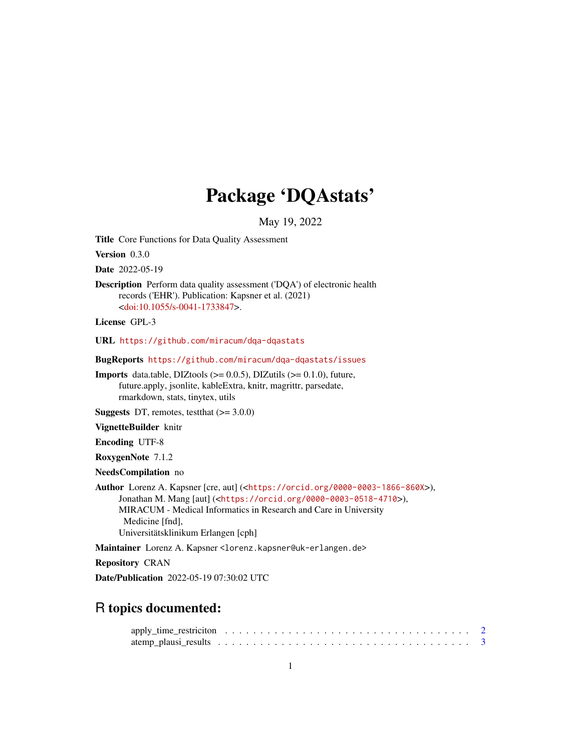# Package 'DQAstats'

May 19, 2022

**Title** Core Functions for Data Quality Assessment

**Version** 0.3.0

**Date** 2022-05-19

**Description** Perform data quality assessment ('DQA') of electronic health records ('EHR'). Publication: Kapsner et al. (2021) <doi:10.1055/s-0041-1733847>.

**License** GPL-3

**URL** https://github.com/miracum/dqa-dqastats

**BugReports** https://github.com/miracum/dqa-dqastats/issues

**Imports** data.table, DIZtools (>= 0.0.5), DIZutils (>= 0.1.0), future, future.apply, jsonlite, kableExtra, knitr, magrittr, parsedate, rmarkdown, stats, tinytex, utils

**Suggests** DT, remotes, testthat (>= 3.0.0)

**VignetteBuilder** knitr

**Encoding** UTF-8

**RoxygenNote** 7.1.2

**NeedsCompilation** no

**Author** Lorenz A. Kapsner [cre, aut] (<https://orcid.org/0000-0003-1866-860X>), Jonathan M. Mang [aut] (<https://orcid.org/0000-0003-0518-4710>), MIRACUM - Medical Informatics in Research and Care in University Medicine [fnd], Universitätsklinikum Erlangen [cph]

**Maintainer** Lorenz A. Kapsner <lorenz.kapsner@uk-erlangen.de>

**Repository** CRAN

**Date/Publication** 2022-05-19 07:30:02 UTC

## R topics documented:

apply_time_restriciton . . . . . . . . . . . . . . . . . . . . . . . . . . . . . . . . . . 2
atemp_plausi_results . . . . . . . . . . . . . . . . . . . . . . . . . . . . . . . . . . . 3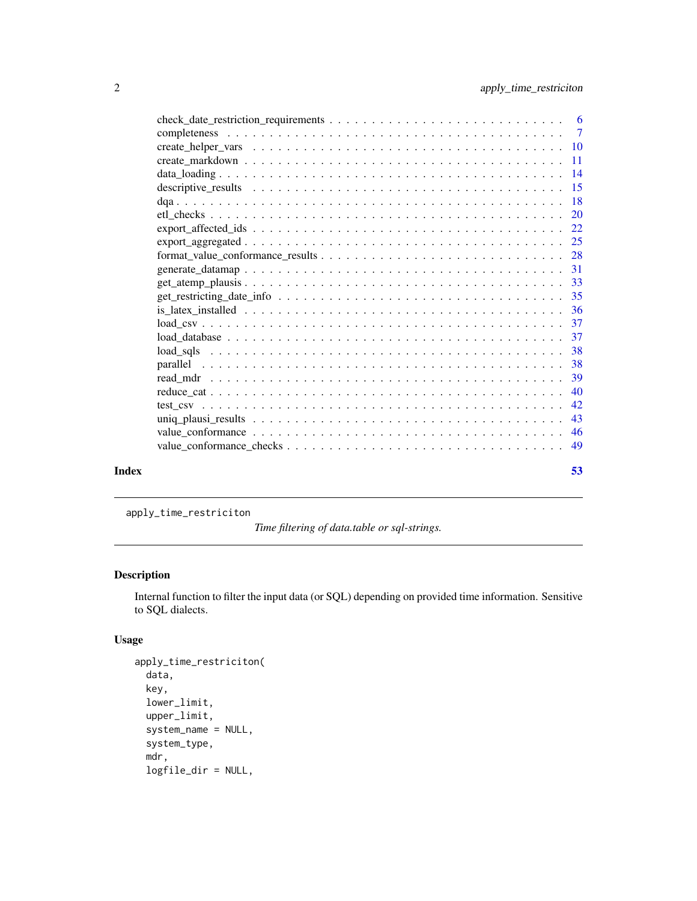check_date_restriction_requirements . . . . . . . . . . . . . . . . . . . . . . . . . . . . 6
completeness . . . . . . . . . . . . . . . . . . . . . . . . . . . . . . . . . . . . . . 7
create_helper_vars . . . . . . . . . . . . . . . . . . . . . . . . . . . . . . . . . . . 10
create_markdown . . . . . . . . . . . . . . . . . . . . . . . . . . . . . . . . . . . . 11
data_loading . . . . . . . . . . . . . . . . . . . . . . . . . . . . . . . . . . . . . . 14
descriptive_results . . . . . . . . . . . . . . . . . . . . . . . . . . . . . . . . . . . 15
dqa . . . . . . . . . . . . . . . . . . . . . . . . . . . . . . . . . . . . . . . . . . 18
etl_checks . . . . . . . . . . . . . . . . . . . . . . . . . . . . . . . . . . . . . . . 20
export_affected_ids . . . . . . . . . . . . . . . . . . . . . . . . . . . . . . . . . . 22
export_aggregated . . . . . . . . . . . . . . . . . . . . . . . . . . . . . . . . . . . 25
format_value_conformance_results . . . . . . . . . . . . . . . . . . . . . . . . . . . 28
generate_datamap . . . . . . . . . . . . . . . . . . . . . . . . . . . . . . . . . . . . 31
get_atemp_plausis . . . . . . . . . . . . . . . . . . . . . . . . . . . . . . . . . . . 33
get_restricting_date_info . . . . . . . . . . . . . . . . . . . . . . . . . . . . . . . 35
is_latex_installed . . . . . . . . . . . . . . . . . . . . . . . . . . . . . . . . . . . 36
load_csv . . . . . . . . . . . . . . . . . . . . . . . . . . . . . . . . . . . . . . . . 37
load_database . . . . . . . . . . . . . . . . . . . . . . . . . . . . . . . . . . . . . 37
load_sqls . . . . . . . . . . . . . . . . . . . . . . . . . . . . . . . . . . . . . . . 38
parallel . . . . . . . . . . . . . . . . . . . . . . . . . . . . . . . . . . . . . . . . 38
read_mdr . . . . . . . . . . . . . . . . . . . . . . . . . . . . . . . . . . . . . . . . 39
reduce_cat . . . . . . . . . . . . . . . . . . . . . . . . . . . . . . . . . . . . . . . 40
test_csv . . . . . . . . . . . . . . . . . . . . . . . . . . . . . . . . . . . . . . . . 42
uniq_plausi_results . . . . . . . . . . . . . . . . . . . . . . . . . . . . . . . . . . 43
value_conformance . . . . . . . . . . . . . . . . . . . . . . . . . . . . . . . . . . . 46
value_conformance_checks . . . . . . . . . . . . . . . . . . . . . . . . . . . . . . . 49

**Index** **53**

---

`apply_time_restriciton` *Time filtering of data.table or sql-strings.*

---

## Description

Internal function to filter the input data (or SQL) depending on provided time information. Sensitive to SQL dialects.

## Usage

```
apply_time_restriciton(
  data,
  key,
  lower_limit,
  upper_limit,
  system_name = NULL,
  system_type,
  mdr,
  logfile_dir = NULL,
```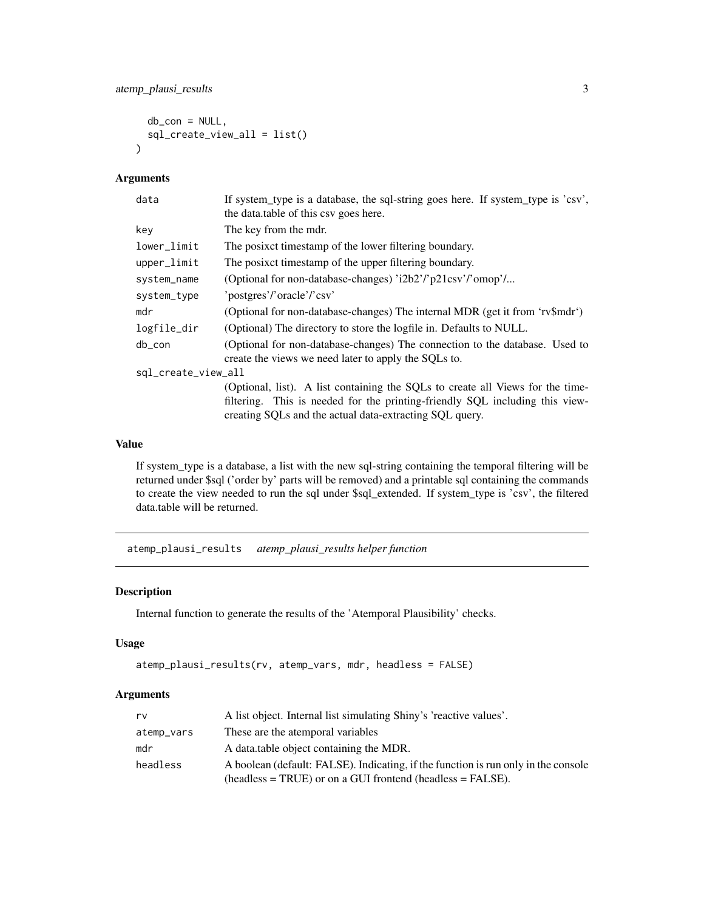```
  db_con = NULL,
  sql_create_view_all = list()
)
```

### Arguments

| | |
|---|---|
| data | If system_type is a database, the sql-string goes here. If system_type is 'csv', the data.table of this csv goes here. |
| key | The key from the mdr. |
| lower_limit | The posixct timestamp of the lower filtering boundary. |
| upper_limit | The posixct timestamp of the upper filtering boundary. |
| system_name | (Optional for non-database-changes) 'i2b2'/'p21csv'/'omop'/... |
| system_type | 'postgres'/'oracle'/'csv' |
| mdr | (Optional for non-database-changes) The internal MDR (get it from 'rv$mdr') |
| logfile_dir | (Optional) The directory to store the logfile in. Defaults to NULL. |
| db_con | (Optional for non-database-changes) The connection to the database. Used to create the views we need later to apply the SQLs to. |
| sql_create_view_all | (Optional, list). A list containing the SQLs to create all Views for the time-filtering. This is needed for the printing-friendly SQL including this view-creating SQLs and the actual data-extracting SQL query. |

### Value

If system_type is a database, a list with the new sql-string containing the temporal filtering will be returned under $sql ('order by' parts will be removed) and a printable sql containing the commands to create the view needed to run the sql under $sql_extended. If system_type is 'csv', the filtered data.table will be returned.

---

## atemp_plausi_results *atemp_plausi_results helper function*

### Description

Internal function to generate the results of the 'Atemporal Plausibility' checks.

### Usage

```
atemp_plausi_results(rv, atemp_vars, mdr, headless = FALSE)
```

### Arguments

| | |
|---|---|
| rv | A list object. Internal list simulating Shiny's 'reactive values'. |
| atemp_vars | These are the atemporal variables |
| mdr | A data.table object containing the MDR. |
| headless | A boolean (default: FALSE). Indicating, if the function is run only in the console (headless = TRUE) or on a GUI frontend (headless = FALSE). |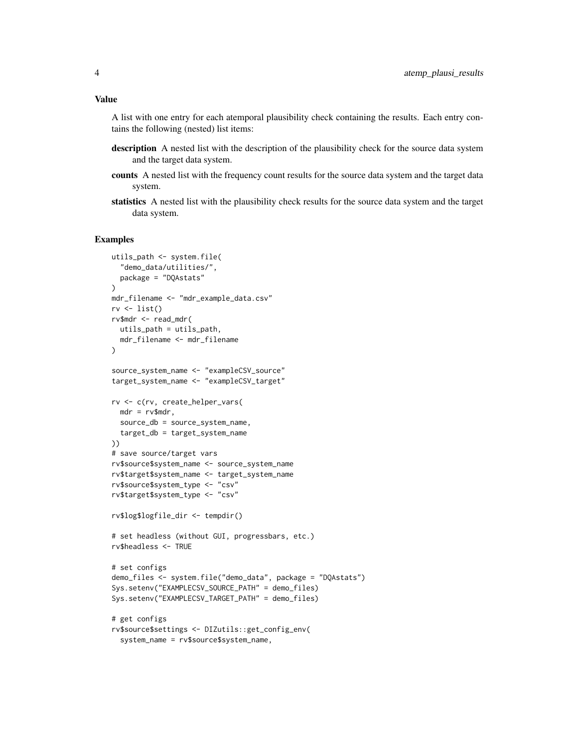### Value

A list with one entry for each atemporal plausibility check containing the results. Each entry contains the following (nested) list items:

**description** A nested list with the description of the plausibility check for the source data system and the target data system.

**counts** A nested list with the frequency count results for the source data system and the target data system.

**statistics** A nested list with the plausibility check results for the source data system and the target data system.

### Examples

```
utils_path <- system.file(
  "demo_data/utilities/",
  package = "DQAstats"
)
mdr_filename <- "mdr_example_data.csv"
rv <- list()
rv$mdr <- read_mdr(
  utils_path = utils_path,
  mdr_filename <- mdr_filename
)

source_system_name <- "exampleCSV_source"
target_system_name <- "exampleCSV_target"

rv <- c(rv, create_helper_vars(
  mdr = rv$mdr,
  source_db = source_system_name,
  target_db = target_system_name
))
# save source/target vars
rv$source$system_name <- source_system_name
rv$target$system_name <- target_system_name
rv$source$system_type <- "csv"
rv$target$system_type <- "csv"

rv$log$logfile_dir <- tempdir()

# set headless (without GUI, progressbars, etc.)
rv$headless <- TRUE

# set configs
demo_files <- system.file("demo_data", package = "DQAstats")
Sys.setenv("EXAMPLECSV_SOURCE_PATH" = demo_files)
Sys.setenv("EXAMPLECSV_TARGET_PATH" = demo_files)

# get configs
rv$source$settings <- DIZutils::get_config_env(
  system_name = rv$source$system_name,
```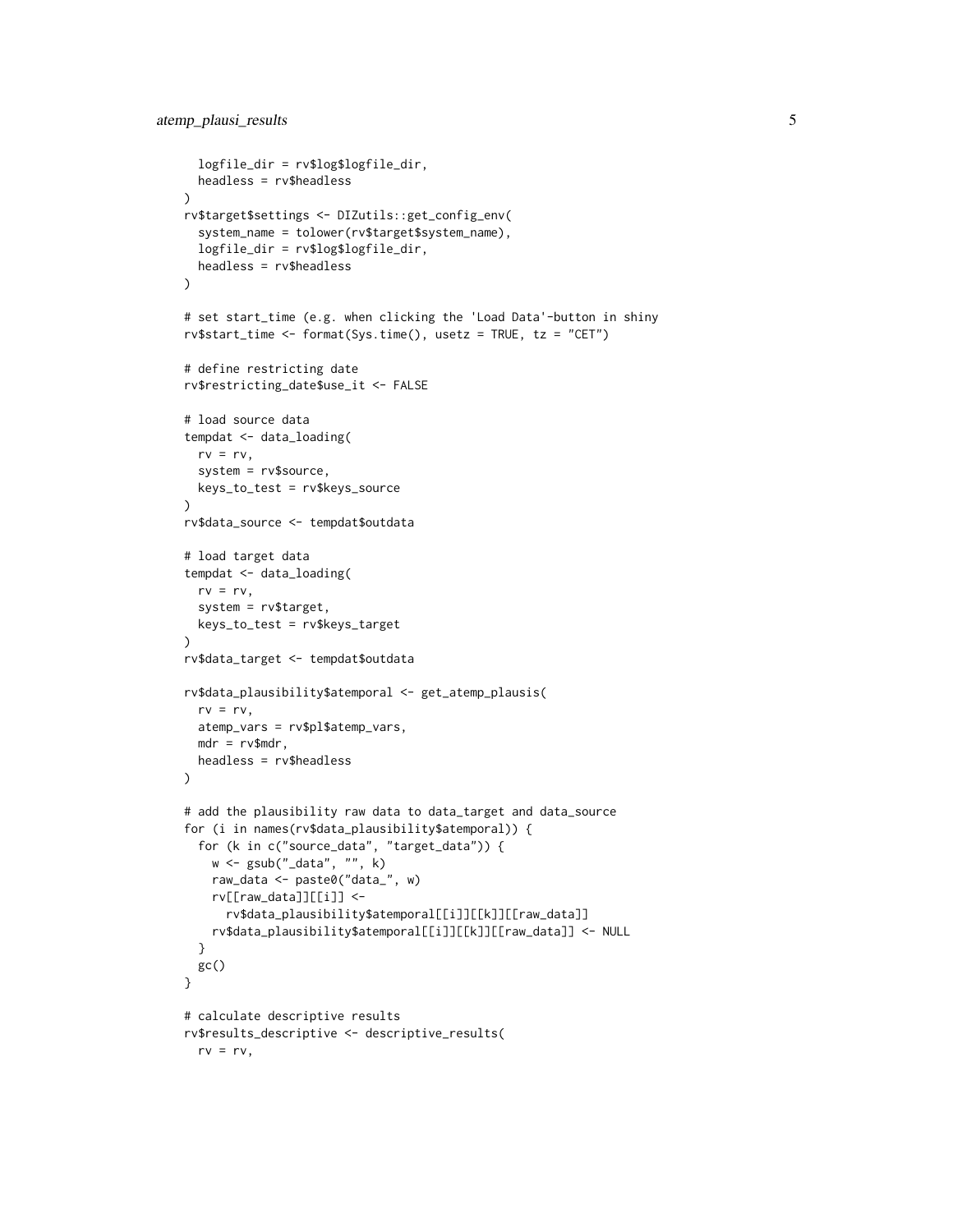```
  logfile_dir = rv$log$logfile_dir,
  headless = rv$headless
)
rv$target$settings <- DIZutils::get_config_env(
  system_name = tolower(rv$target$system_name),
  logfile_dir = rv$log$logfile_dir,
  headless = rv$headless
)

# set start_time (e.g. when clicking the 'Load Data'-button in shiny
rv$start_time <- format(Sys.time(), usetz = TRUE, tz = "CET")

# define restricting date
rv$restricting_date$use_it <- FALSE

# load source data
tempdat <- data_loading(
  rv = rv,
  system = rv$source,
  keys_to_test = rv$keys_source
)
rv$data_source <- tempdat$outdata

# load target data
tempdat <- data_loading(
  rv = rv,
  system = rv$target,
  keys_to_test = rv$keys_target
)
rv$data_target <- tempdat$outdata

rv$data_plausibility$atemporal <- get_atemp_plausis(
  rv = rv,
  atemp_vars = rv$pl$atemp_vars,
  mdr = rv$mdr,
  headless = rv$headless
)

# add the plausibility raw data to data_target and data_source
for (i in names(rv$data_plausibility$atemporal)) {
  for (k in c("source_data", "target_data")) {
    w <- gsub("_data", "", k)
    raw_data <- paste0("data_", w)
    rv[[raw_data]][[i]] <-
      rv$data_plausibility$atemporal[[i]][[k]][[raw_data]]
    rv$data_plausibility$atemporal[[i]][[k]][[raw_data]] <- NULL
  }
  gc()
}

# calculate descriptive results
rv$results_descriptive <- descriptive_results(
  rv = rv,
```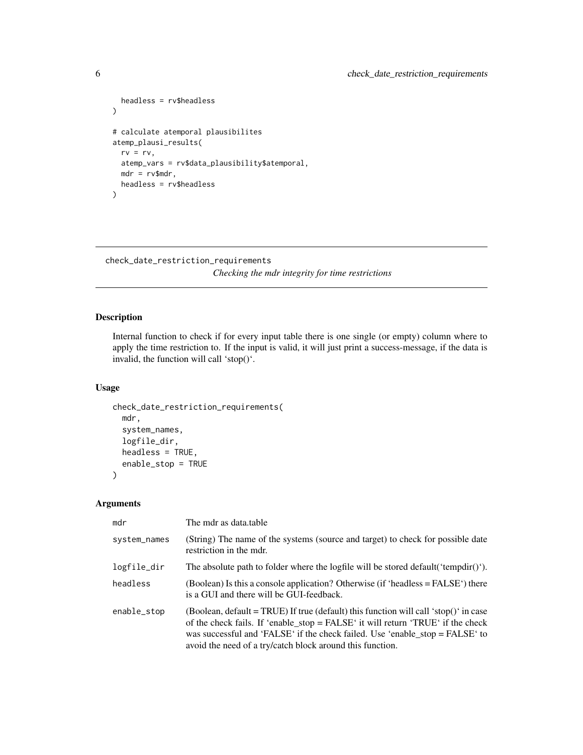```
  headless = rv$headless
)

# calculate atemporal plausibilites
atemp_plausi_results(
  rv = rv,
  atemp_vars = rv$data_plausibility$atemporal,
  mdr = rv$mdr,
  headless = rv$headless
)
```

## check_date_restriction_requirements

*Checking the mdr integrity for time restrictions*

### Description

Internal function to check if for every input table there is one single (or empty) column where to apply the time restriction to. If the input is valid, it will just print a success-message, if the data is invalid, the function will call 'stop()'.

### Usage

```
check_date_restriction_requirements(
  mdr,
  system_names,
  logfile_dir,
  headless = TRUE,
  enable_stop = TRUE
)
```

### Arguments

| | |
|---|---|
| mdr | The mdr as data.table |
| system_names | (String) The name of the systems (source and target) to check for possible date restriction in the mdr. |
| logfile_dir | The absolute path to folder where the logfile will be stored default('tempdir()'). |
| headless | (Boolean) Is this a console application? Otherwise (if 'headless = FALSE') there is a GUI and there will be GUI-feedback. |
| enable_stop | (Boolean, default = TRUE) If true (default) this function will call 'stop()' in case of the check fails. If 'enable_stop = FALSE' it will return 'TRUE' if the check was successful and 'FALSE' if the check failed. Use 'enable_stop = FALSE' to avoid the need of a try/catch block around this function. |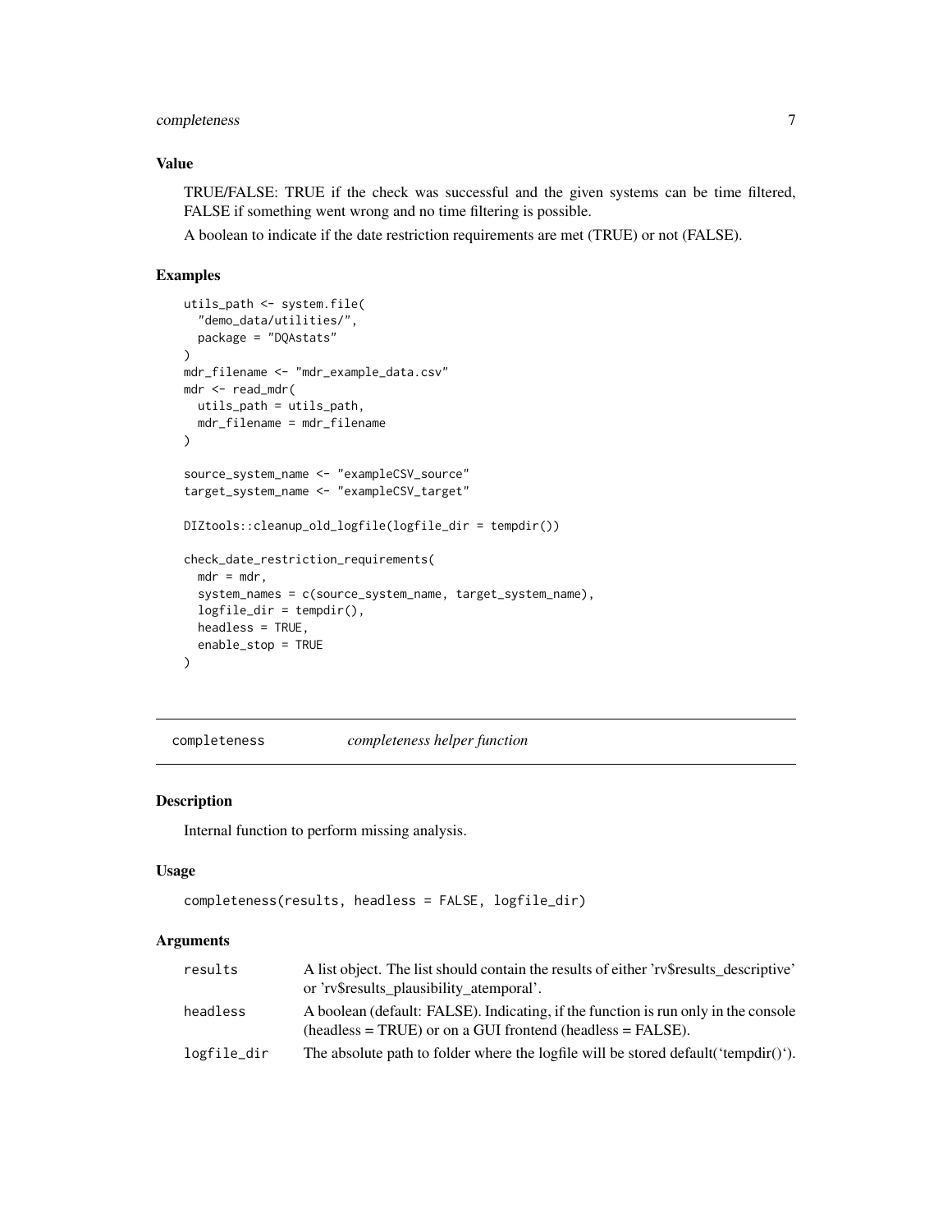### Value

TRUE/FALSE: TRUE if the check was successful and the given systems can be time filtered, FALSE if something went wrong and no time filtering is possible.

A boolean to indicate if the date restriction requirements are met (TRUE) or not (FALSE).

### Examples

```
utils_path <- system.file(
  "demo_data/utilities/",
  package = "DQAstats"
)
mdr_filename <- "mdr_example_data.csv"
mdr <- read_mdr(
  utils_path = utils_path,
  mdr_filename = mdr_filename
)

source_system_name <- "exampleCSV_source"
target_system_name <- "exampleCSV_target"

DIZtools::cleanup_old_logfile(logfile_dir = tempdir())

check_date_restriction_requirements(
  mdr = mdr,
  system_names = c(source_system_name, target_system_name),
  logfile_dir = tempdir(),
  headless = TRUE,
  enable_stop = TRUE
)
```

---

## completeness *completeness helper function*

---

### Description

Internal function to perform missing analysis.

### Usage

```
completeness(results, headless = FALSE, logfile_dir)
```

### Arguments

| | |
|---|---|
| results | A list object. The list should contain the results of either 'rv$results_descriptive' or 'rv$results_plausibility_atemporal'. |
| headless | A boolean (default: FALSE). Indicating, if the function is run only in the console (headless = TRUE) or on a GUI frontend (headless = FALSE). |
| logfile_dir | The absolute path to folder where the logfile will be stored default('tempdir()'). |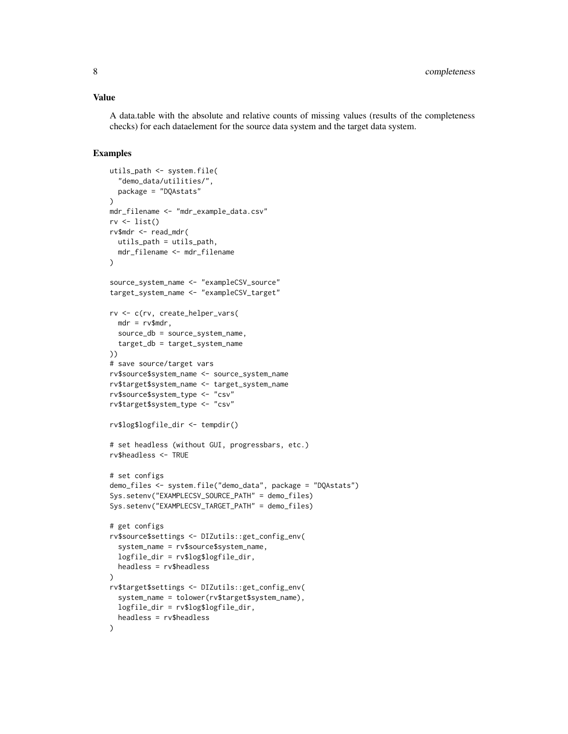## Value

A data.table with the absolute and relative counts of missing values (results of the completeness checks) for each dataelement for the source data system and the target data system.

## Examples

```
utils_path <- system.file(
  "demo_data/utilities/",
  package = "DQAstats"
)
mdr_filename <- "mdr_example_data.csv"
rv <- list()
rv$mdr <- read_mdr(
  utils_path = utils_path,
  mdr_filename <- mdr_filename
)

source_system_name <- "exampleCSV_source"
target_system_name <- "exampleCSV_target"

rv <- c(rv, create_helper_vars(
  mdr = rv$mdr,
  source_db = source_system_name,
  target_db = target_system_name
))
# save source/target vars
rv$source$system_name <- source_system_name
rv$target$system_name <- target_system_name
rv$source$system_type <- "csv"
rv$target$system_type <- "csv"

rv$log$logfile_dir <- tempdir()

# set headless (without GUI, progressbars, etc.)
rv$headless <- TRUE

# set configs
demo_files <- system.file("demo_data", package = "DQAstats")
Sys.setenv("EXAMPLECSV_SOURCE_PATH" = demo_files)
Sys.setenv("EXAMPLECSV_TARGET_PATH" = demo_files)

# get configs
rv$source$settings <- DIZutils::get_config_env(
  system_name = rv$source$system_name,
  logfile_dir = rv$log$logfile_dir,
  headless = rv$headless
)
rv$target$settings <- DIZutils::get_config_env(
  system_name = tolower(rv$target$system_name),
  logfile_dir = rv$log$logfile_dir,
  headless = rv$headless
)
```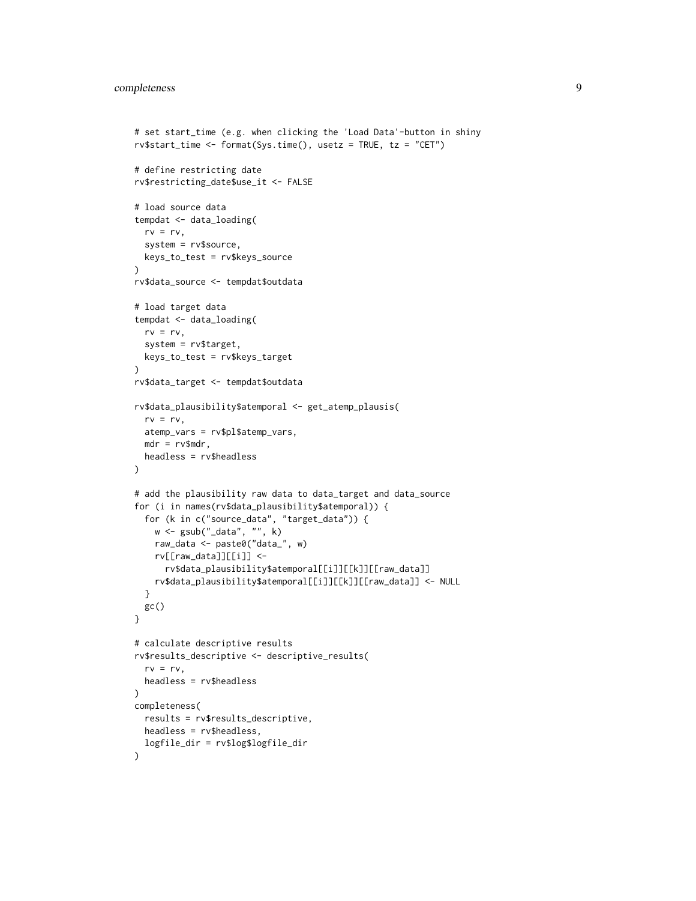```
# set start_time (e.g. when clicking the 'Load Data'-button in shiny
rv$start_time <- format(Sys.time(), usetz = TRUE, tz = "CET")

# define restricting date
rv$restricting_date$use_it <- FALSE

# load source data
tempdat <- data_loading(
  rv = rv,
  system = rv$source,
  keys_to_test = rv$keys_source
)
rv$data_source <- tempdat$outdata

# load target data
tempdat <- data_loading(
  rv = rv,
  system = rv$target,
  keys_to_test = rv$keys_target
)
rv$data_target <- tempdat$outdata

rv$data_plausibility$atemporal <- get_atemp_plausis(
  rv = rv,
  atemp_vars = rv$pl$atemp_vars,
  mdr = rv$mdr,
  headless = rv$headless
)

# add the plausibility raw data to data_target and data_source
for (i in names(rv$data_plausibility$atemporal)) {
  for (k in c("source_data", "target_data")) {
    w <- gsub("_data", "", k)
    raw_data <- paste0("data_", w)
    rv[[raw_data]][[i]] <-
      rv$data_plausibility$atemporal[[i]][[k]][[raw_data]]
    rv$data_plausibility$atemporal[[i]][[k]][[raw_data]] <- NULL
  }
  gc()
}

# calculate descriptive results
rv$results_descriptive <- descriptive_results(
  rv = rv,
  headless = rv$headless
)
completeness(
  results = rv$results_descriptive,
  headless = rv$headless,
  logfile_dir = rv$log$logfile_dir
)
```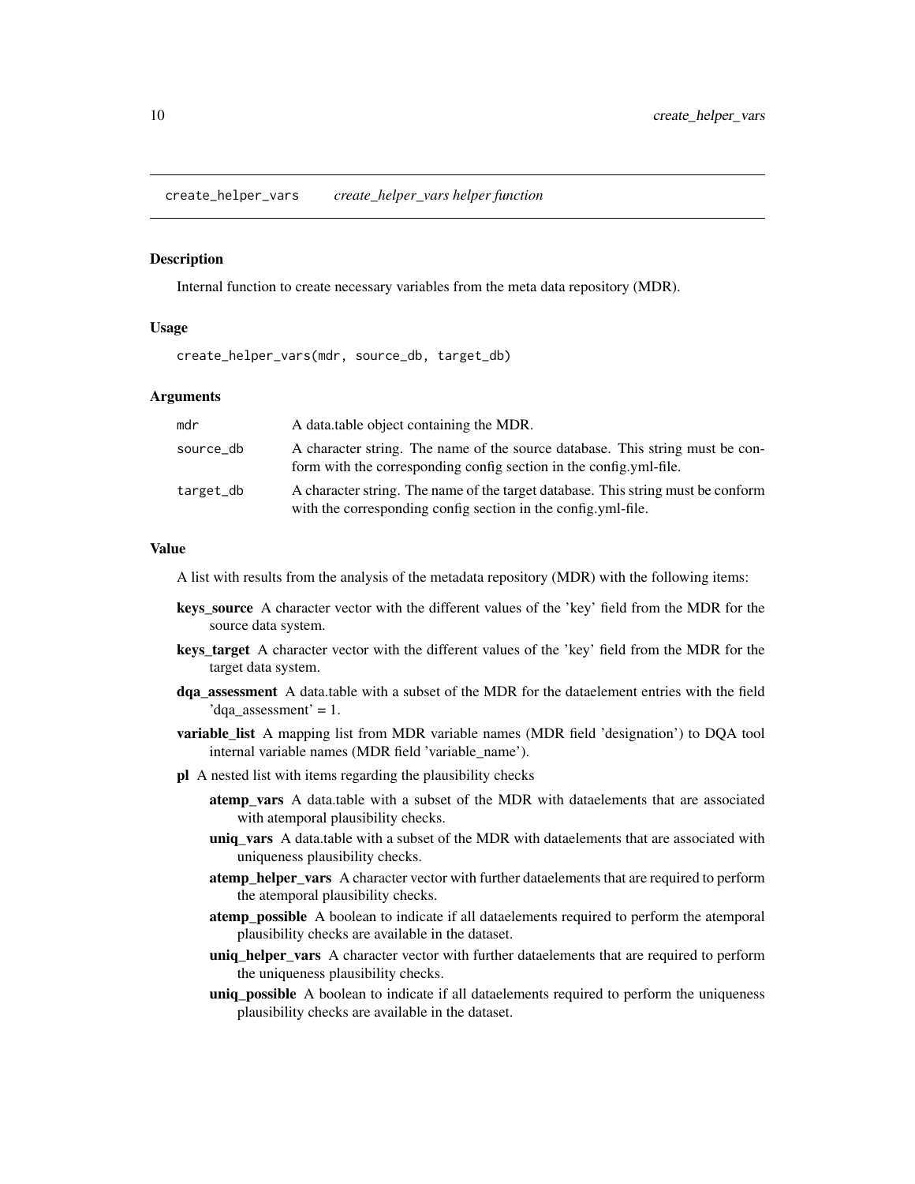## create_helper_vars *create_helper_vars helper function*

### Description

Internal function to create necessary variables from the meta data repository (MDR).

### Usage

```
create_helper_vars(mdr, source_db, target_db)
```

### Arguments

| | |
|---|---|
| mdr | A data.table object containing the MDR. |
| source_db | A character string. The name of the source database. This string must be conform with the corresponding config section in the config.yml-file. |
| target_db | A character string. The name of the target database. This string must be conform with the corresponding config section in the config.yml-file. |

### Value

A list with results from the analysis of the metadata repository (MDR) with the following items:

- **keys_source** A character vector with the different values of the 'key' field from the MDR for the source data system.
- **keys_target** A character vector with the different values of the 'key' field from the MDR for the target data system.
- **dqa_assessment** A data.table with a subset of the MDR for the dataelement entries with the field 'dqa_assessment' = 1.
- **variable_list** A mapping list from MDR variable names (MDR field 'designation') to DQA tool internal variable names (MDR field 'variable_name').
- **pl** A nested list with items regarding the plausibility checks
  - **atemp_vars** A data.table with a subset of the MDR with dataelements that are associated with atemporal plausibility checks.
  - **uniq_vars** A data.table with a subset of the MDR with dataelements that are associated with uniqueness plausibility checks.
  - **atemp_helper_vars** A character vector with further dataelements that are required to perform the atemporal plausibility checks.
  - **atemp_possible** A boolean to indicate if all dataelements required to perform the atemporal plausibility checks are available in the dataset.
  - **uniq_helper_vars** A character vector with further dataelements that are required to perform the uniqueness plausibility checks.
  - **uniq_possible** A boolean to indicate if all dataelements required to perform the uniqueness plausibility checks are available in the dataset.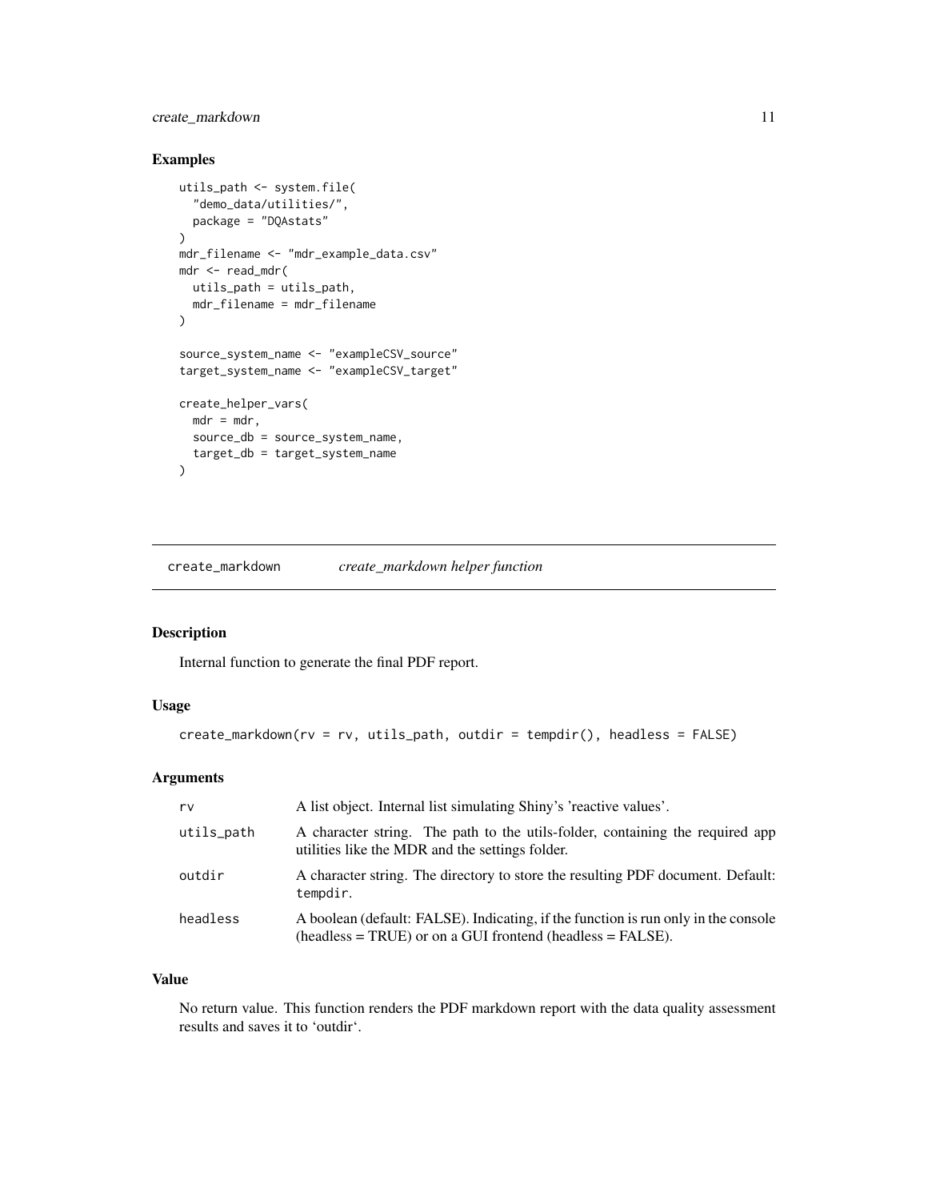## Examples

```
utils_path <- system.file(
  "demo_data/utilities/",
  package = "DQAstats"
)
mdr_filename <- "mdr_example_data.csv"
mdr <- read_mdr(
  utils_path = utils_path,
  mdr_filename = mdr_filename
)

source_system_name <- "exampleCSV_source"
target_system_name <- "exampleCSV_target"

create_helper_vars(
  mdr = mdr,
  source_db = source_system_name,
  target_db = target_system_name
)
```

---

# create_markdown    *create_markdown helper function*

---

## Description

Internal function to generate the final PDF report.

## Usage

```
create_markdown(rv = rv, utils_path, outdir = tempdir(), headless = FALSE)
```

## Arguments

| | |
|---|---|
| rv | A list object. Internal list simulating Shiny's 'reactive values'. |
| utils_path | A character string. The path to the utils-folder, containing the required app utilities like the MDR and the settings folder. |
| outdir | A character string. The directory to store the resulting PDF document. Default: `tempdir`. |
| headless | A boolean (default: FALSE). Indicating, if the function is run only in the console (headless = TRUE) or on a GUI frontend (headless = FALSE). |

## Value

No return value. This function renders the PDF markdown report with the data quality assessment results and saves it to 'outdir'.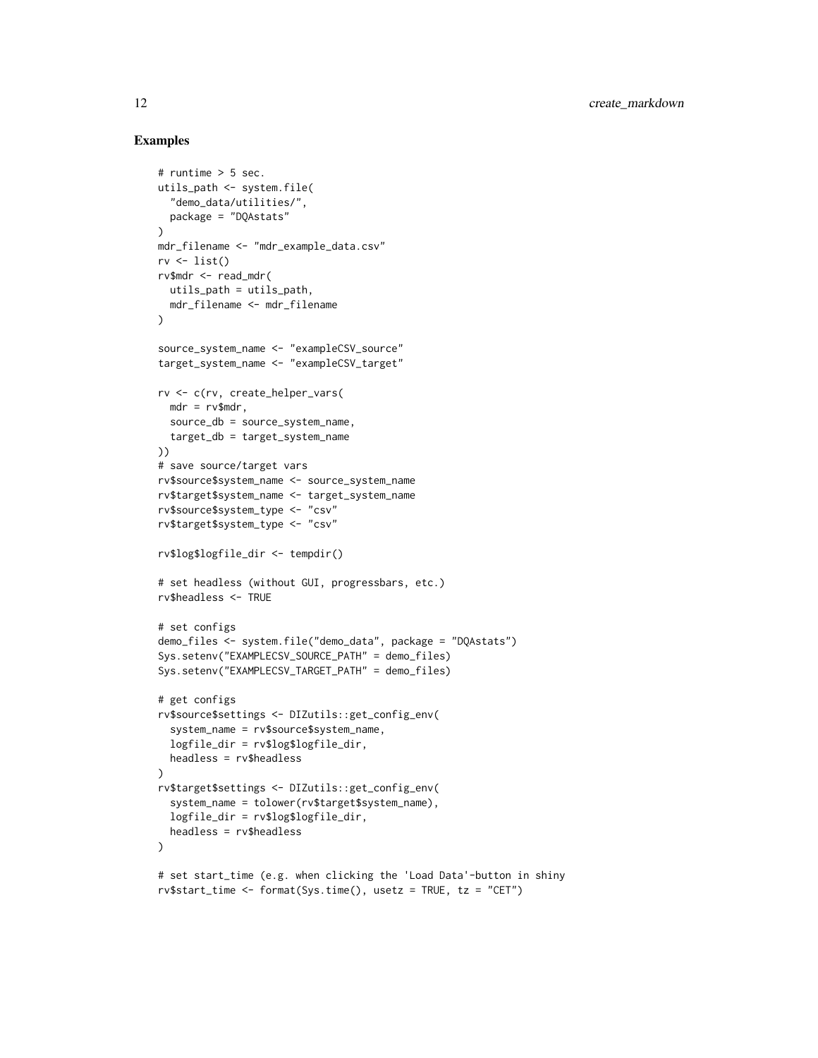## Examples

```
# runtime > 5 sec.
utils_path <- system.file(
  "demo_data/utilities/",
  package = "DQAstats"
)
mdr_filename <- "mdr_example_data.csv"
rv <- list()
rv$mdr <- read_mdr(
  utils_path = utils_path,
  mdr_filename <- mdr_filename
)

source_system_name <- "exampleCSV_source"
target_system_name <- "exampleCSV_target"

rv <- c(rv, create_helper_vars(
  mdr = rv$mdr,
  source_db = source_system_name,
  target_db = target_system_name
))
# save source/target vars
rv$source$system_name <- source_system_name
rv$target$system_name <- target_system_name
rv$source$system_type <- "csv"
rv$target$system_type <- "csv"

rv$log$logfile_dir <- tempdir()

# set headless (without GUI, progressbars, etc.)
rv$headless <- TRUE

# set configs
demo_files <- system.file("demo_data", package = "DQAstats")
Sys.setenv("EXAMPLECSV_SOURCE_PATH" = demo_files)
Sys.setenv("EXAMPLECSV_TARGET_PATH" = demo_files)

# get configs
rv$source$settings <- DIZutils::get_config_env(
  system_name = rv$source$system_name,
  logfile_dir = rv$log$logfile_dir,
  headless = rv$headless
)
rv$target$settings <- DIZutils::get_config_env(
  system_name = tolower(rv$target$system_name),
  logfile_dir = rv$log$logfile_dir,
  headless = rv$headless
)

# set start_time (e.g. when clicking the 'Load Data'-button in shiny
rv$start_time <- format(Sys.time(), usetz = TRUE, tz = "CET")
```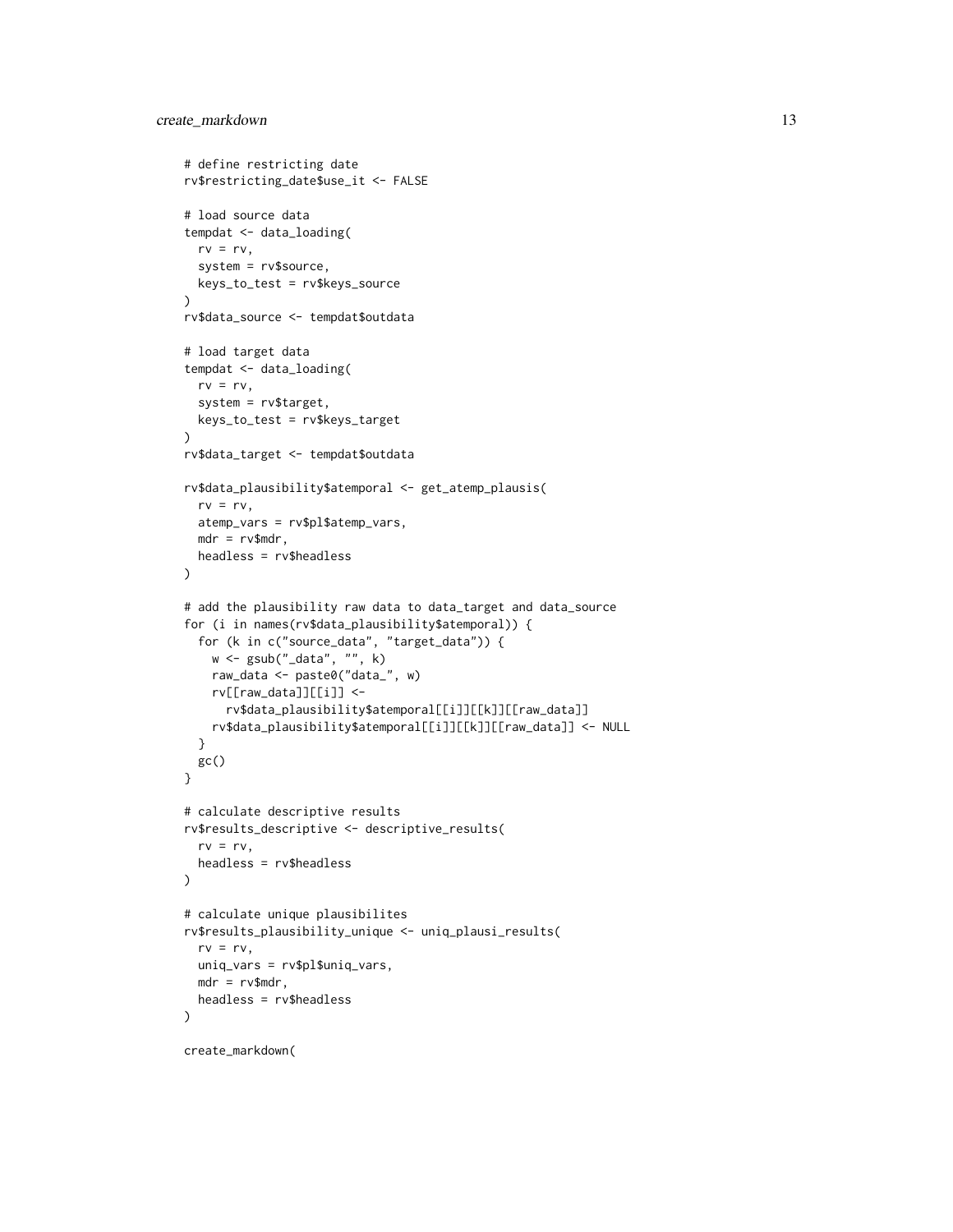```
# define restricting date
rv$restricting_date$use_it <- FALSE

# load source data
tempdat <- data_loading(
  rv = rv,
  system = rv$source,
  keys_to_test = rv$keys_source
)
rv$data_source <- tempdat$outdata

# load target data
tempdat <- data_loading(
  rv = rv,
  system = rv$target,
  keys_to_test = rv$keys_target
)
rv$data_target <- tempdat$outdata

rv$data_plausibility$atemporal <- get_atemp_plausis(
  rv = rv,
  atemp_vars = rv$pl$atemp_vars,
  mdr = rv$mdr,
  headless = rv$headless
)

# add the plausibility raw data to data_target and data_source
for (i in names(rv$data_plausibility$atemporal)) {
  for (k in c("source_data", "target_data")) {
    w <- gsub("_data", "", k)
    raw_data <- paste0("data_", w)
    rv[[raw_data]][[i]] <-
      rv$data_plausibility$atemporal[[i]][[k]][[raw_data]]
    rv$data_plausibility$atemporal[[i]][[k]][[raw_data]] <- NULL
  }
  gc()
}

# calculate descriptive results
rv$results_descriptive <- descriptive_results(
  rv = rv,
  headless = rv$headless
)

# calculate unique plausibilites
rv$results_plausibility_unique <- uniq_plausi_results(
  rv = rv,
  uniq_vars = rv$pl$uniq_vars,
  mdr = rv$mdr,
  headless = rv$headless
)

create_markdown(
```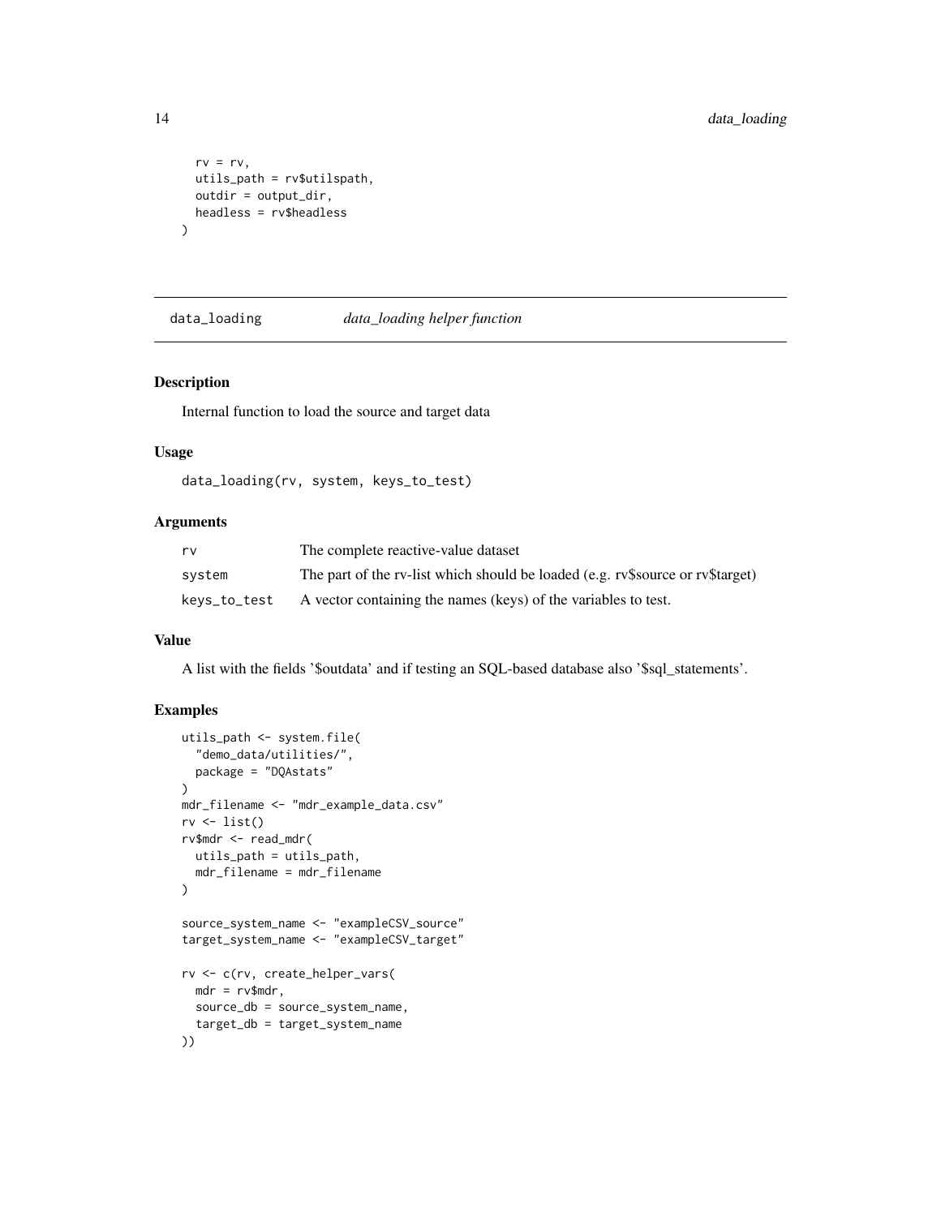```
  rv = rv,
  utils_path = rv$utilspath,
  outdir = output_dir,
  headless = rv$headless
)
```

## data_loading *data_loading helper function*

### Description

Internal function to load the source and target data

### Usage

```
data_loading(rv, system, keys_to_test)
```

### Arguments

| | |
|---|---|
| rv | The complete reactive-value dataset |
| system | The part of the rv-list which should be loaded (e.g. rv$source or rv$target) |
| keys_to_test | A vector containing the names (keys) of the variables to test. |

### Value

A list with the fields '$outdata' and if testing an SQL-based database also '$sql_statements'.

### Examples

```
utils_path <- system.file(
  "demo_data/utilities/",
  package = "DQAstats"
)
mdr_filename <- "mdr_example_data.csv"
rv <- list()
rv$mdr <- read_mdr(
  utils_path = utils_path,
  mdr_filename = mdr_filename
)

source_system_name <- "exampleCSV_source"
target_system_name <- "exampleCSV_target"

rv <- c(rv, create_helper_vars(
  mdr = rv$mdr,
  source_db = source_system_name,
  target_db = target_system_name
))
```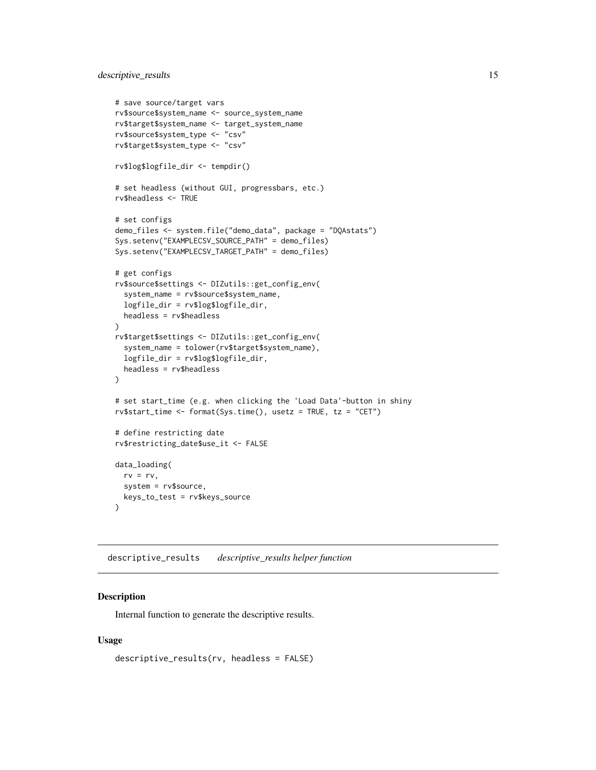```
# save source/target vars
rv$source$system_name <- source_system_name
rv$target$system_name <- target_system_name
rv$source$system_type <- "csv"
rv$target$system_type <- "csv"

rv$log$logfile_dir <- tempdir()

# set headless (without GUI, progressbars, etc.)
rv$headless <- TRUE

# set configs
demo_files <- system.file("demo_data", package = "DQAstats")
Sys.setenv("EXAMPLECSV_SOURCE_PATH" = demo_files)
Sys.setenv("EXAMPLECSV_TARGET_PATH" = demo_files)

# get configs
rv$source$settings <- DIZutils::get_config_env(
  system_name = rv$source$system_name,
  logfile_dir = rv$log$logfile_dir,
  headless = rv$headless
)
rv$target$settings <- DIZutils::get_config_env(
  system_name = tolower(rv$target$system_name),
  logfile_dir = rv$log$logfile_dir,
  headless = rv$headless
)

# set start_time (e.g. when clicking the 'Load Data'-button in shiny
rv$start_time <- format(Sys.time(), usetz = TRUE, tz = "CET")

# define restricting date
rv$restricting_date$use_it <- FALSE

data_loading(
  rv = rv,
  system = rv$source,
  keys_to_test = rv$keys_source
)
```

## descriptive_results *descriptive_results helper function*

### Description

Internal function to generate the descriptive results.

### Usage

```
descriptive_results(rv, headless = FALSE)
```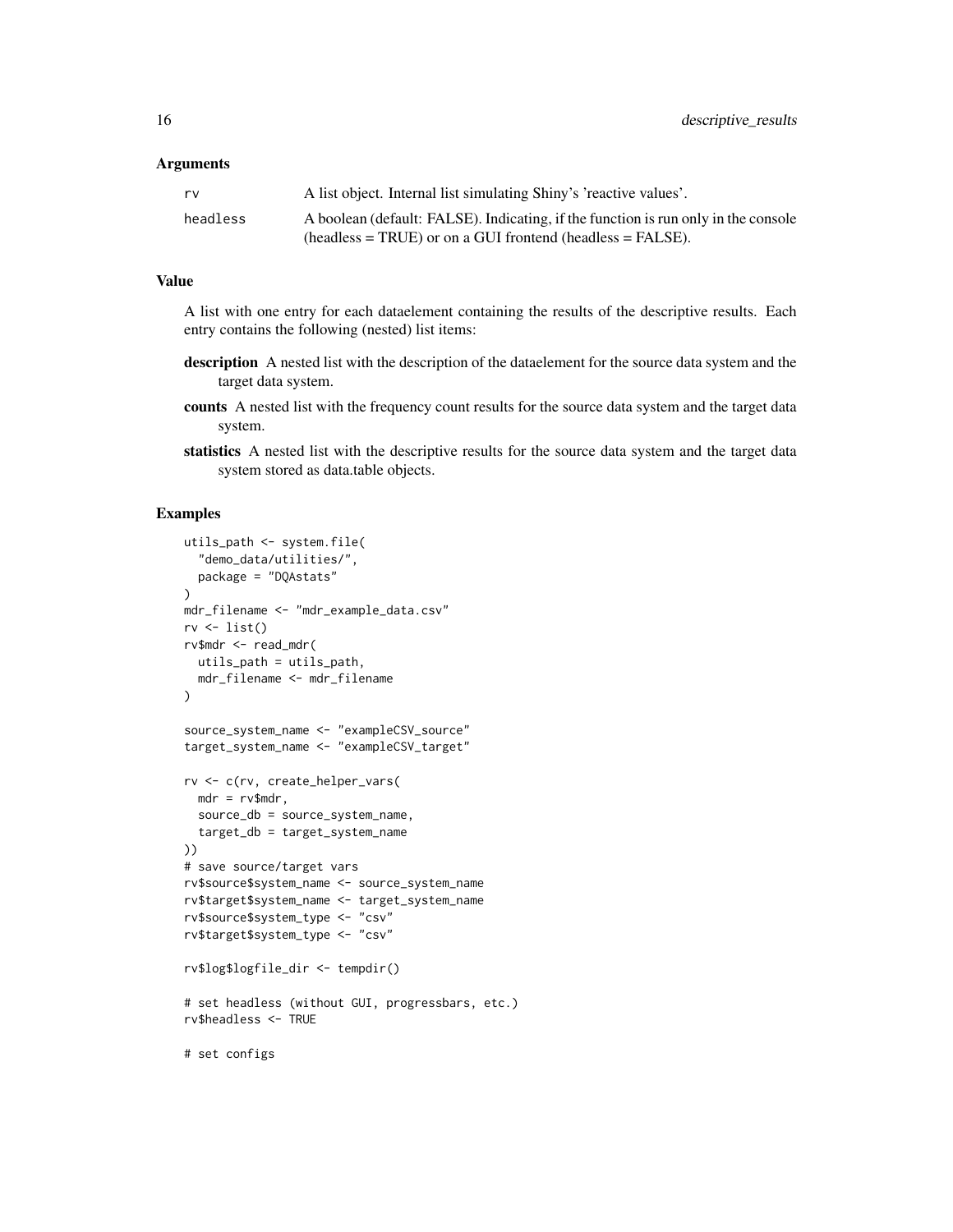### Arguments

| | |
|---|---|
| rv | A list object. Internal list simulating Shiny's 'reactive values'. |
| headless | A boolean (default: FALSE). Indicating, if the function is run only in the console (headless = TRUE) or on a GUI frontend (headless = FALSE). |

### Value

A list with one entry for each dataelement containing the results of the descriptive results. Each entry contains the following (nested) list items:

**description** A nested list with the description of the dataelement for the source data system and the target data system.

**counts** A nested list with the frequency count results for the source data system and the target data system.

**statistics** A nested list with the descriptive results for the source data system and the target data system stored as data.table objects.

### Examples

```
utils_path <- system.file(
  "demo_data/utilities/",
  package = "DQAstats"
)
mdr_filename <- "mdr_example_data.csv"
rv <- list()
rv$mdr <- read_mdr(
  utils_path = utils_path,
  mdr_filename <- mdr_filename
)

source_system_name <- "exampleCSV_source"
target_system_name <- "exampleCSV_target"

rv <- c(rv, create_helper_vars(
  mdr = rv$mdr,
  source_db = source_system_name,
  target_db = target_system_name
))
# save source/target vars
rv$source$system_name <- source_system_name
rv$target$system_name <- target_system_name
rv$source$system_type <- "csv"
rv$target$system_type <- "csv"

rv$log$logfile_dir <- tempdir()

# set headless (without GUI, progressbars, etc.)
rv$headless <- TRUE

# set configs
```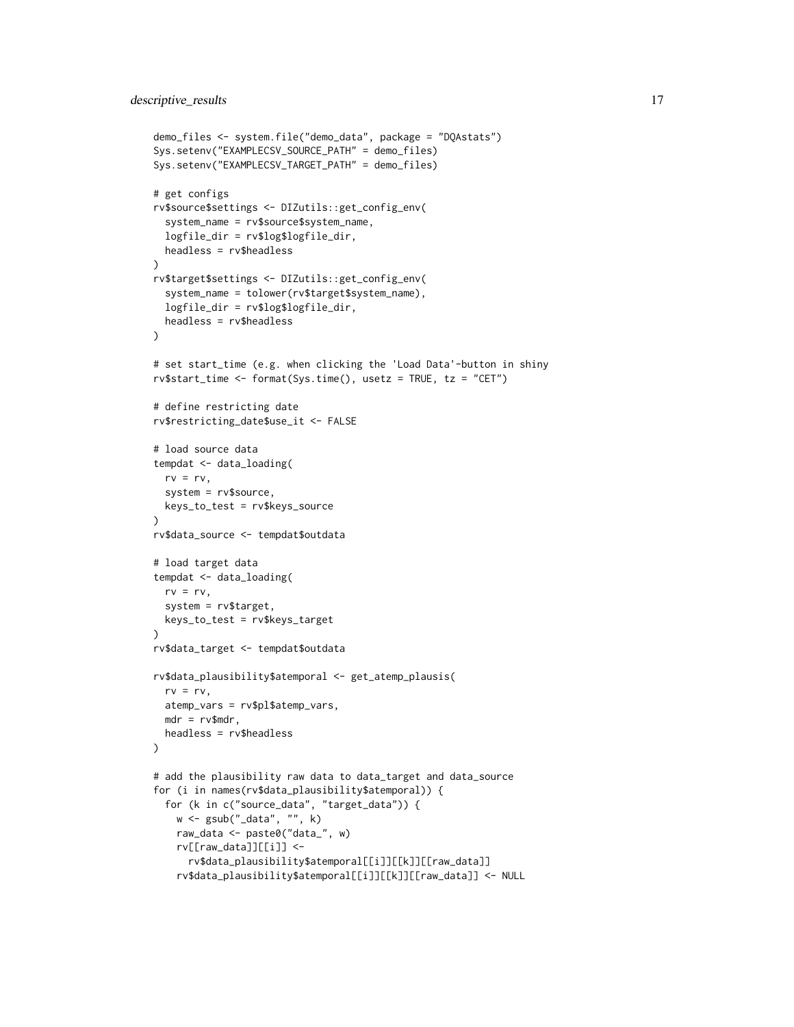```
demo_files <- system.file("demo_data", package = "DQAstats")
Sys.setenv("EXAMPLECSV_SOURCE_PATH" = demo_files)
Sys.setenv("EXAMPLECSV_TARGET_PATH" = demo_files)

# get configs
rv$source$settings <- DIZutils::get_config_env(
  system_name = rv$source$system_name,
  logfile_dir = rv$log$logfile_dir,
  headless = rv$headless
)
rv$target$settings <- DIZutils::get_config_env(
  system_name = tolower(rv$target$system_name),
  logfile_dir = rv$log$logfile_dir,
  headless = rv$headless
)

# set start_time (e.g. when clicking the 'Load Data'-button in shiny
rv$start_time <- format(Sys.time(), usetz = TRUE, tz = "CET")

# define restricting date
rv$restricting_date$use_it <- FALSE

# load source data
tempdat <- data_loading(
  rv = rv,
  system = rv$source,
  keys_to_test = rv$keys_source
)
rv$data_source <- tempdat$outdata

# load target data
tempdat <- data_loading(
  rv = rv,
  system = rv$target,
  keys_to_test = rv$keys_target
)
rv$data_target <- tempdat$outdata

rv$data_plausibility$atemporal <- get_atemp_plausis(
  rv = rv,
  atemp_vars = rv$pl$atemp_vars,
  mdr = rv$mdr,
  headless = rv$headless
)

# add the plausibility raw data to data_target and data_source
for (i in names(rv$data_plausibility$atemporal)) {
  for (k in c("source_data", "target_data")) {
    w <- gsub("_data", "", k)
    raw_data <- paste0("data_", w)
    rv[[raw_data]][[i]] <-
      rv$data_plausibility$atemporal[[i]][[k]][[raw_data]]
    rv$data_plausibility$atemporal[[i]][[k]][[raw_data]] <- NULL
```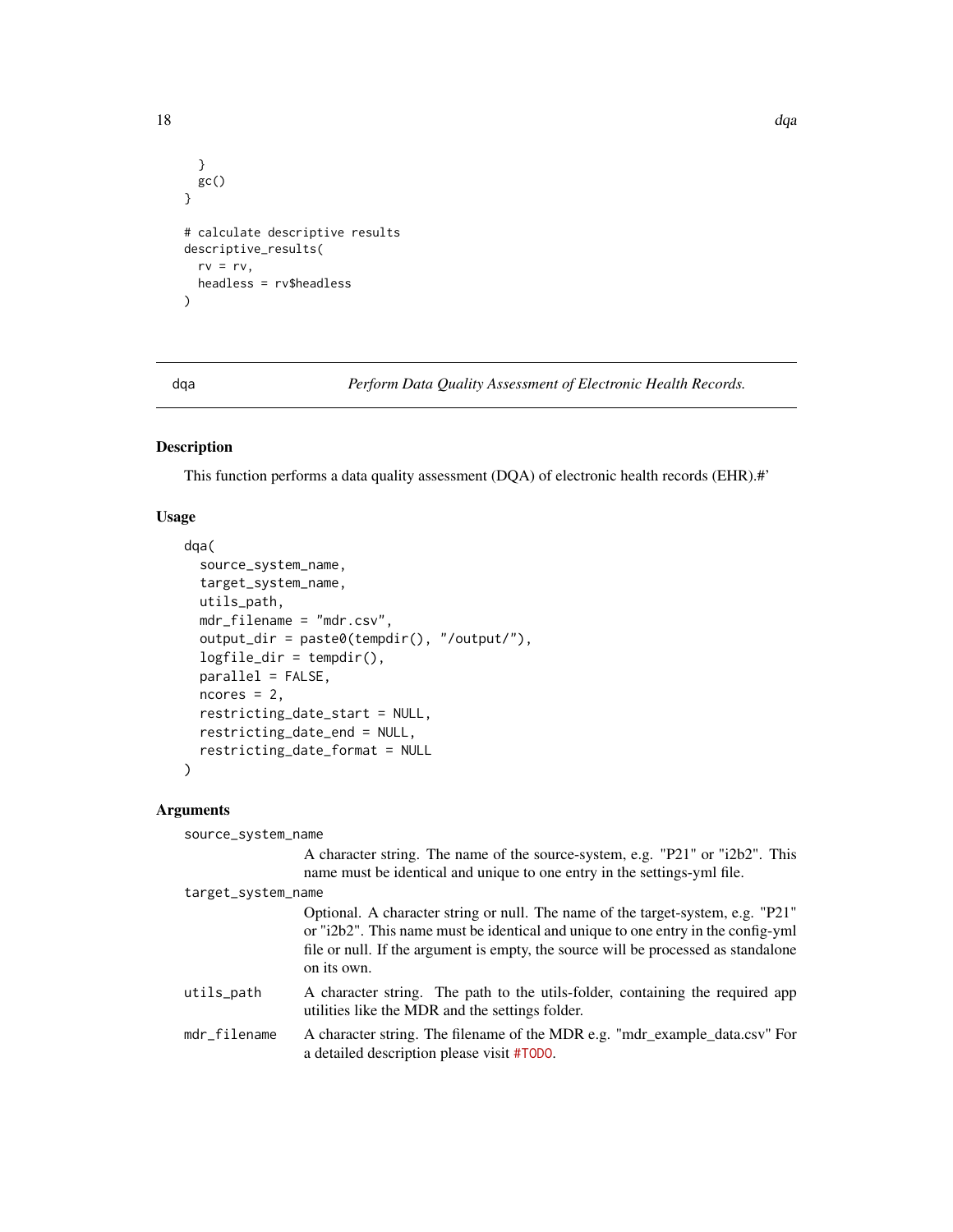```
  }
  gc()
}

# calculate descriptive results
descriptive_results(
  rv = rv,
  headless = rv$headless
)
```

---

dqa — *Perform Data Quality Assessment of Electronic Health Records.*

---

## Description

This function performs a data quality assessment (DQA) of electronic health records (EHR).#'

## Usage

```
dqa(
  source_system_name,
  target_system_name,
  utils_path,
  mdr_filename = "mdr.csv",
  output_dir = paste0(tempdir(), "/output/"),
  logfile_dir = tempdir(),
  parallel = FALSE,
  ncores = 2,
  restricting_date_start = NULL,
  restricting_date_end = NULL,
  restricting_date_format = NULL
)
```

## Arguments

`source_system_name`
: A character string. The name of the source-system, e.g. "P21" or "i2b2". This name must be identical and unique to one entry in the settings-yml file.

`target_system_name`
: Optional. A character string or null. The name of the target-system, e.g. "P21" or "i2b2". This name must be identical and unique to one entry in the config-yml file or null. If the argument is empty, the source will be processed as standalone on its own.

`utils_path`
: A character string. The path to the utils-folder, containing the required app utilities like the MDR and the settings folder.

`mdr_filename`
: A character string. The filename of the MDR e.g. "mdr_example_data.csv" For a detailed description please visit #TODO.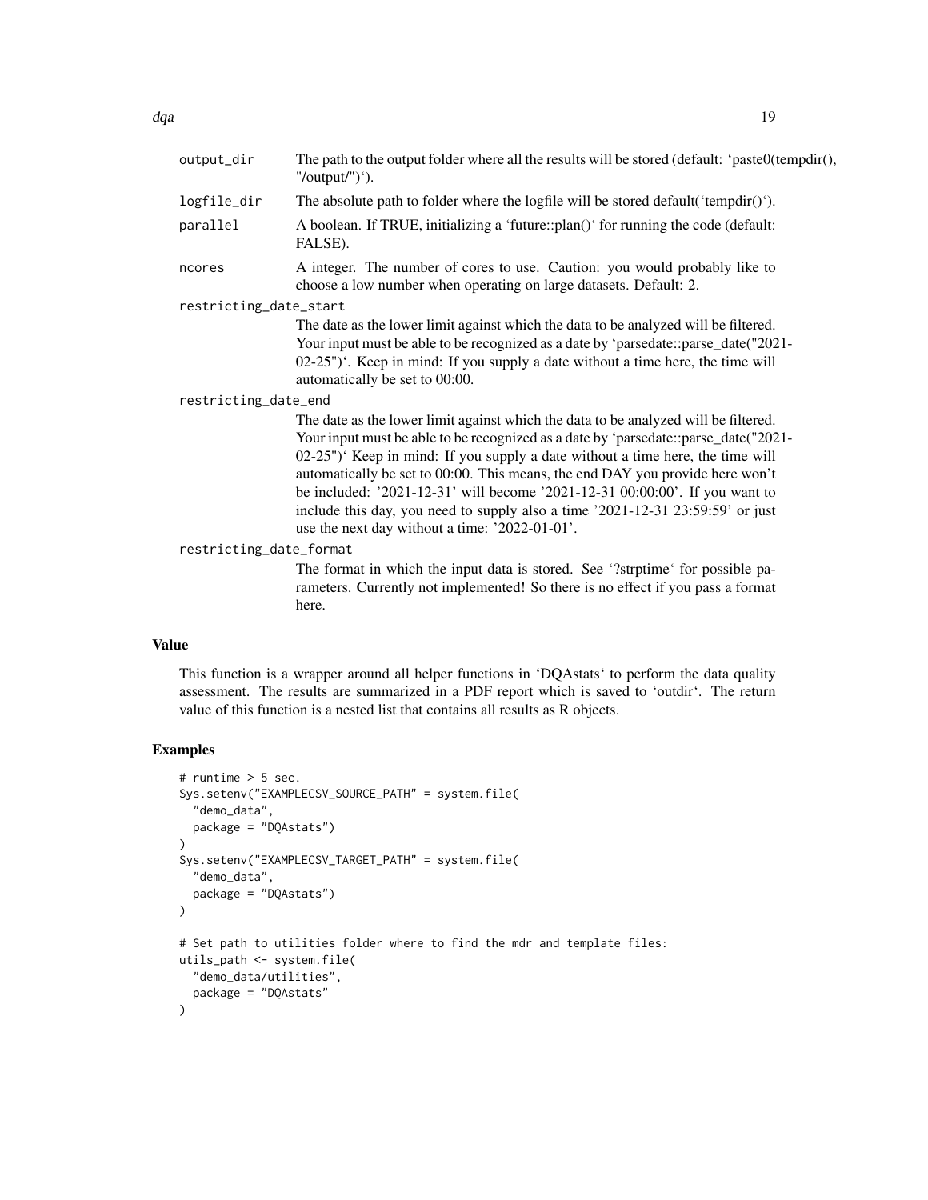output_dir
: The path to the output folder where all the results will be stored (default: 'paste0(tempdir(), "/output/")').

logfile_dir
: The absolute path to folder where the logfile will be stored default('tempdir()').

parallel
: A boolean. If TRUE, initializing a 'future::plan()' for running the code (default: FALSE).

ncores
: A integer. The number of cores to use. Caution: you would probably like to choose a low number when operating on large datasets. Default: 2.

restricting_date_start
: The date as the lower limit against which the data to be analyzed will be filtered. Your input must be able to be recognized as a date by 'parsedate::parse_date("2021-02-25")'. Keep in mind: If you supply a date without a time here, the time will automatically be set to 00:00.

restricting_date_end
: The date as the lower limit against which the data to be analyzed will be filtered. Your input must be able to be recognized as a date by 'parsedate::parse_date("2021-02-25")' Keep in mind: If you supply a date without a time here, the time will automatically be set to 00:00. This means, the end DAY you provide here won't be included: '2021-12-31' will become '2021-12-31 00:00:00'. If you want to include this day, you need to supply also a time '2021-12-31 23:59:59' or just use the next day without a time: '2022-01-01'.

restricting_date_format
: The format in which the input data is stored. See '?strptime' for possible parameters. Currently not implemented! So there is no effect if you pass a format here.

## Value

This function is a wrapper around all helper functions in 'DQAstats' to perform the data quality assessment. The results are summarized in a PDF report which is saved to 'outdir'. The return value of this function is a nested list that contains all results as R objects.

## Examples

```
# runtime > 5 sec.
Sys.setenv("EXAMPLECSV_SOURCE_PATH" = system.file(
  "demo_data",
  package = "DQAstats")
)
Sys.setenv("EXAMPLECSV_TARGET_PATH" = system.file(
  "demo_data",
  package = "DQAstats")
)

# Set path to utilities folder where to find the mdr and template files:
utils_path <- system.file(
  "demo_data/utilities",
  package = "DQAstats"
)
```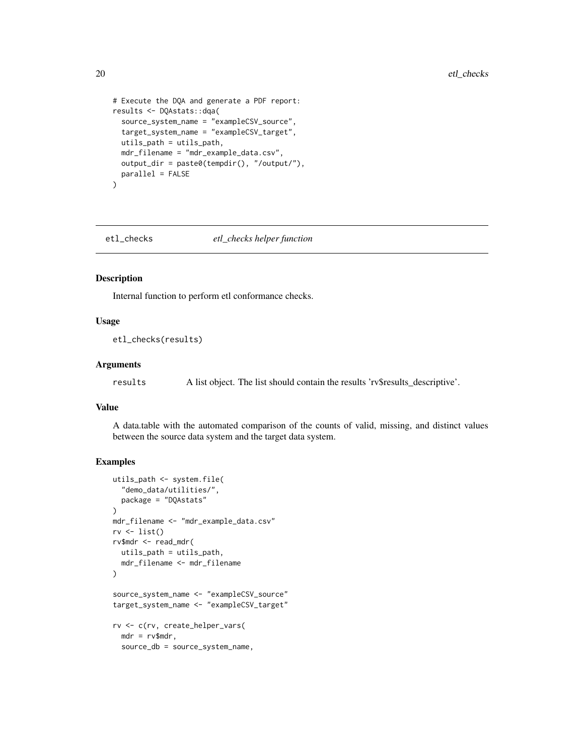```
# Execute the DQA and generate a PDF report:
results <- DQAstats::dqa(
  source_system_name = "exampleCSV_source",
  target_system_name = "exampleCSV_target",
  utils_path = utils_path,
  mdr_filename = "mdr_example_data.csv",
  output_dir = paste0(tempdir(), "/output/"),
  parallel = FALSE
)
```

## etl_checks — *etl_checks helper function*

### Description

Internal function to perform etl conformance checks.

### Usage

```
etl_checks(results)
```

### Arguments

results — A list object. The list should contain the results 'rv$results_descriptive'.

### Value

A data.table with the automated comparison of the counts of valid, missing, and distinct values between the source data system and the target data system.

### Examples

```
utils_path <- system.file(
  "demo_data/utilities/",
  package = "DQAstats"
)
mdr_filename <- "mdr_example_data.csv"
rv <- list()
rv$mdr <- read_mdr(
  utils_path = utils_path,
  mdr_filename <- mdr_filename
)

source_system_name <- "exampleCSV_source"
target_system_name <- "exampleCSV_target"

rv <- c(rv, create_helper_vars(
  mdr = rv$mdr,
  source_db = source_system_name,
```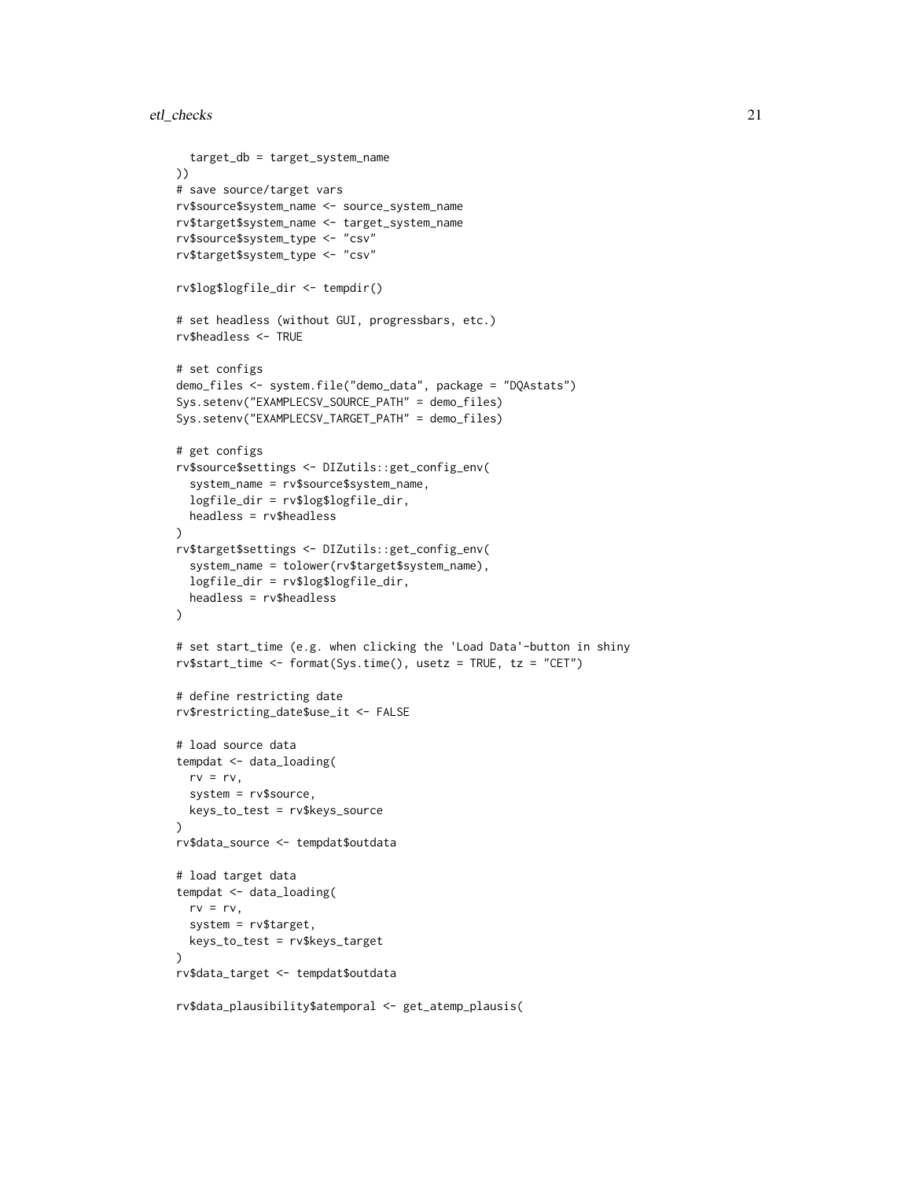```
  target_db = target_system_name
))
# save source/target vars
rv$source$system_name <- source_system_name
rv$target$system_name <- target_system_name
rv$source$system_type <- "csv"
rv$target$system_type <- "csv"

rv$log$logfile_dir <- tempdir()

# set headless (without GUI, progressbars, etc.)
rv$headless <- TRUE

# set configs
demo_files <- system.file("demo_data", package = "DQAstats")
Sys.setenv("EXAMPLECSV_SOURCE_PATH" = demo_files)
Sys.setenv("EXAMPLECSV_TARGET_PATH" = demo_files)

# get configs
rv$source$settings <- DIZutils::get_config_env(
  system_name = rv$source$system_name,
  logfile_dir = rv$log$logfile_dir,
  headless = rv$headless
)
rv$target$settings <- DIZutils::get_config_env(
  system_name = tolower(rv$target$system_name),
  logfile_dir = rv$log$logfile_dir,
  headless = rv$headless
)

# set start_time (e.g. when clicking the 'Load Data'-button in shiny
rv$start_time <- format(Sys.time(), usetz = TRUE, tz = "CET")

# define restricting date
rv$restricting_date$use_it <- FALSE

# load source data
tempdat <- data_loading(
  rv = rv,
  system = rv$source,
  keys_to_test = rv$keys_source
)
rv$data_source <- tempdat$outdata

# load target data
tempdat <- data_loading(
  rv = rv,
  system = rv$target,
  keys_to_test = rv$keys_target
)
rv$data_target <- tempdat$outdata

rv$data_plausibility$atemporal <- get_atemp_plausis(
```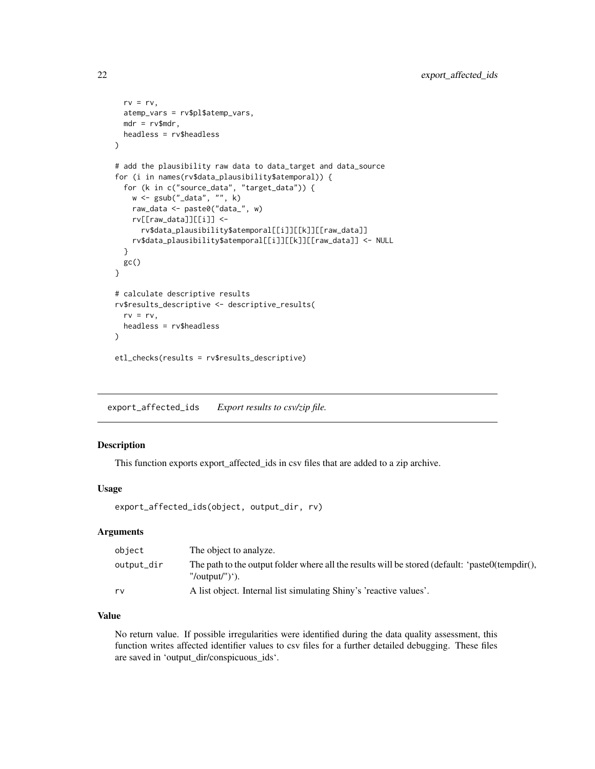```
  rv = rv,
  atemp_vars = rv$pl$atemp_vars,
  mdr = rv$mdr,
  headless = rv$headless
)

# add the plausibility raw data to data_target and data_source
for (i in names(rv$data_plausibility$atemporal)) {
  for (k in c("source_data", "target_data")) {
    w <- gsub("_data", "", k)
    raw_data <- paste0("data_", w)
    rv[[raw_data]][[i]] <-
      rv$data_plausibility$atemporal[[i]][[k]][[raw_data]]
    rv$data_plausibility$atemporal[[i]][[k]][[raw_data]] <- NULL
  }
  gc()
}

# calculate descriptive results
rv$results_descriptive <- descriptive_results(
  rv = rv,
  headless = rv$headless
)

etl_checks(results = rv$results_descriptive)
```

---

## export_affected_ids    *Export results to csv/zip file.*

---

### Description

This function exports export_affected_ids in csv files that are added to a zip archive.

### Usage

```
export_affected_ids(object, output_dir, rv)
```

### Arguments

| | |
|---|---|
| object | The object to analyze. |
| output_dir | The path to the output folder where all the results will be stored (default: 'paste0(tempdir(), "/output/")'). |
| rv | A list object. Internal list simulating Shiny's 'reactive values'. |

### Value

No return value. If possible irregularities were identified during the data quality assessment, this function writes affected identifier values to csv files for a further detailed debugging. These files are saved in 'output_dir/conspicuous_ids'.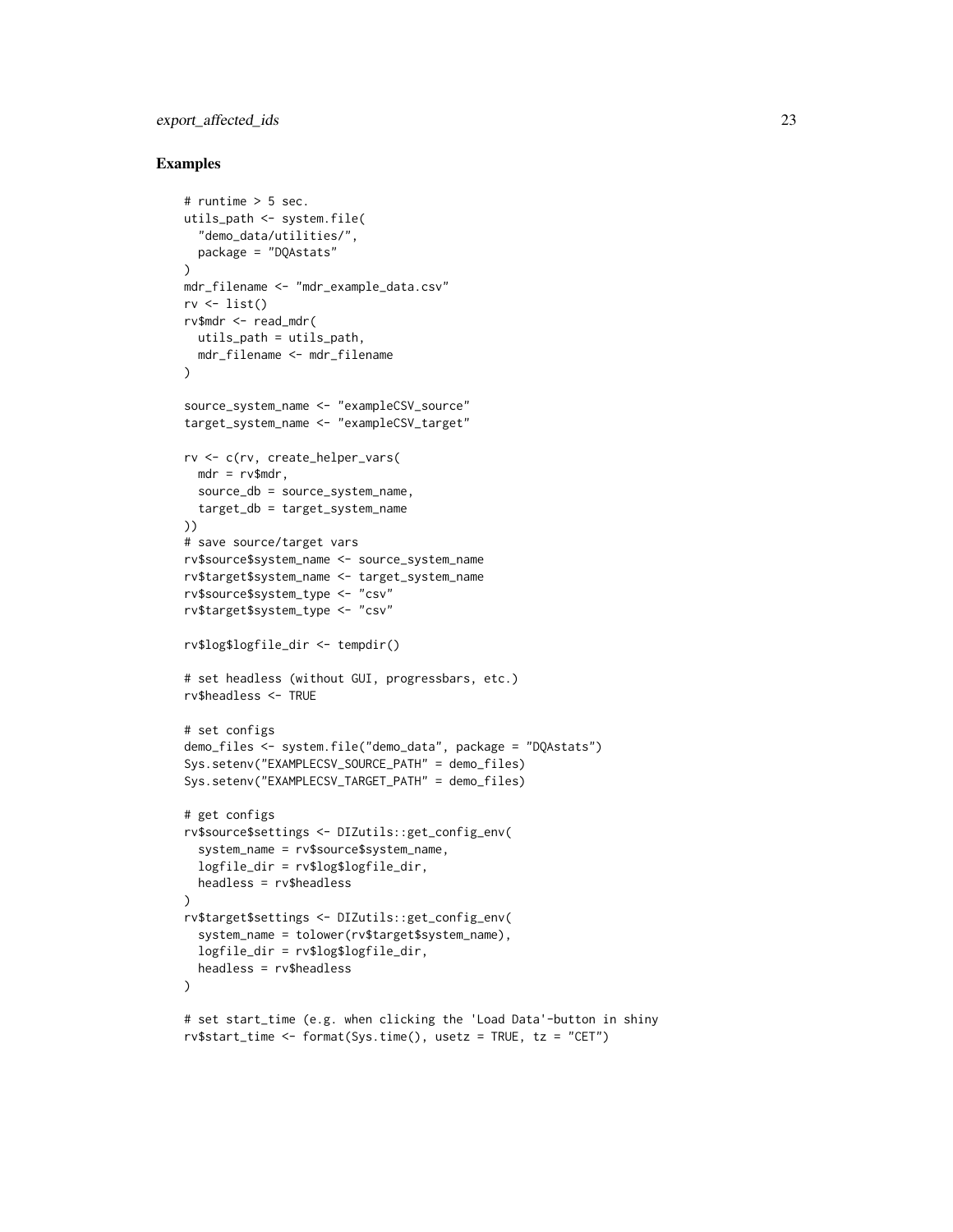## Examples

```
# runtime > 5 sec.
utils_path <- system.file(
  "demo_data/utilities/",
  package = "DQAstats"
)
mdr_filename <- "mdr_example_data.csv"
rv <- list()
rv$mdr <- read_mdr(
  utils_path = utils_path,
  mdr_filename <- mdr_filename
)

source_system_name <- "exampleCSV_source"
target_system_name <- "exampleCSV_target"

rv <- c(rv, create_helper_vars(
  mdr = rv$mdr,
  source_db = source_system_name,
  target_db = target_system_name
))
# save source/target vars
rv$source$system_name <- source_system_name
rv$target$system_name <- target_system_name
rv$source$system_type <- "csv"
rv$target$system_type <- "csv"

rv$log$logfile_dir <- tempdir()

# set headless (without GUI, progressbars, etc.)
rv$headless <- TRUE

# set configs
demo_files <- system.file("demo_data", package = "DQAstats")
Sys.setenv("EXAMPLECSV_SOURCE_PATH" = demo_files)
Sys.setenv("EXAMPLECSV_TARGET_PATH" = demo_files)

# get configs
rv$source$settings <- DIZutils::get_config_env(
  system_name = rv$source$system_name,
  logfile_dir = rv$log$logfile_dir,
  headless = rv$headless
)
rv$target$settings <- DIZutils::get_config_env(
  system_name = tolower(rv$target$system_name),
  logfile_dir = rv$log$logfile_dir,
  headless = rv$headless
)

# set start_time (e.g. when clicking the 'Load Data'-button in shiny
rv$start_time <- format(Sys.time(), usetz = TRUE, tz = "CET")
```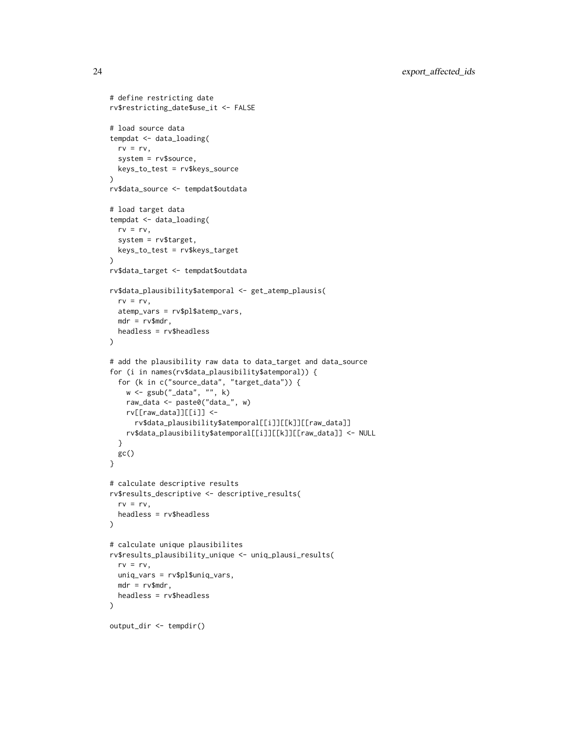```
# define restricting date
rv$restricting_date$use_it <- FALSE

# load source data
tempdat <- data_loading(
  rv = rv,
  system = rv$source,
  keys_to_test = rv$keys_source
)
rv$data_source <- tempdat$outdata

# load target data
tempdat <- data_loading(
  rv = rv,
  system = rv$target,
  keys_to_test = rv$keys_target
)
rv$data_target <- tempdat$outdata

rv$data_plausibility$atemporal <- get_atemp_plausis(
  rv = rv,
  atemp_vars = rv$pl$atemp_vars,
  mdr = rv$mdr,
  headless = rv$headless
)

# add the plausibility raw data to data_target and data_source
for (i in names(rv$data_plausibility$atemporal)) {
  for (k in c("source_data", "target_data")) {
    w <- gsub("_data", "", k)
    raw_data <- paste0("data_", w)
    rv[[raw_data]][[i]] <-
      rv$data_plausibility$atemporal[[i]][[k]][[raw_data]]
    rv$data_plausibility$atemporal[[i]][[k]][[raw_data]] <- NULL
  }
  gc()
}

# calculate descriptive results
rv$results_descriptive <- descriptive_results(
  rv = rv,
  headless = rv$headless
)

# calculate unique plausibilites
rv$results_plausibility_unique <- uniq_plausi_results(
  rv = rv,
  uniq_vars = rv$pl$uniq_vars,
  mdr = rv$mdr,
  headless = rv$headless
)

output_dir <- tempdir()
```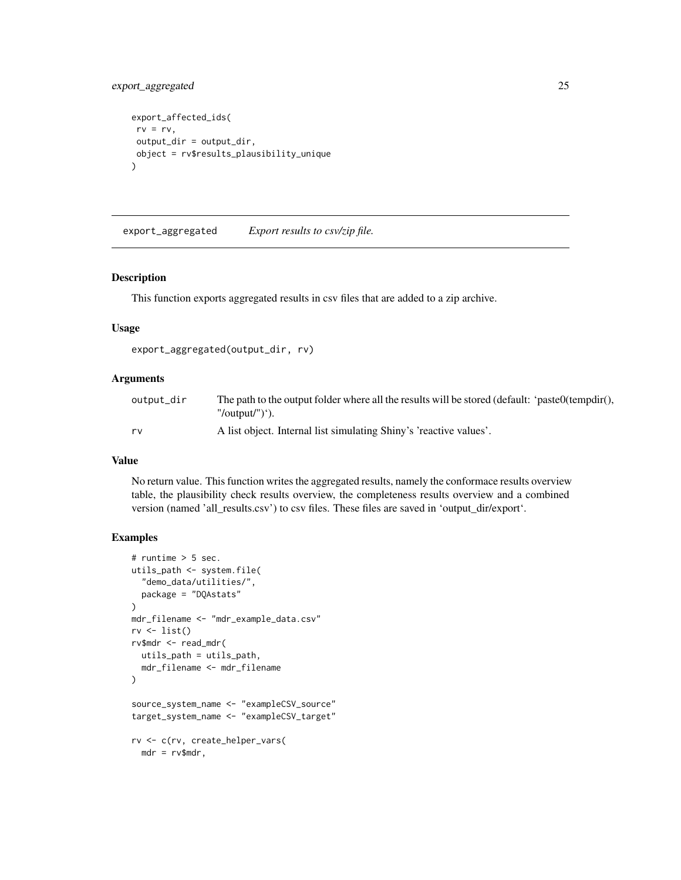```
export_affected_ids(
 rv = rv,
 output_dir = output_dir,
 object = rv$results_plausibility_unique
)
```

## export_aggregated *Export results to csv/zip file.*

### Description

This function exports aggregated results in csv files that are added to a zip archive.

### Usage

```
export_aggregated(output_dir, rv)
```

### Arguments

| | |
|---|---|
| output_dir | The path to the output folder where all the results will be stored (default: 'paste0(tempdir(), "/output/")'). |
| rv | A list object. Internal list simulating Shiny's 'reactive values'. |

### Value

No return value. This function writes the aggregated results, namely the conformace results overview table, the plausibility check results overview, the completeness results overview and a combined version (named 'all_results.csv') to csv files. These files are saved in 'output_dir/export'.

### Examples

```
# runtime > 5 sec.
utils_path <- system.file(
  "demo_data/utilities/",
  package = "DQAstats"
)
mdr_filename <- "mdr_example_data.csv"
rv <- list()
rv$mdr <- read_mdr(
  utils_path = utils_path,
  mdr_filename <- mdr_filename
)

source_system_name <- "exampleCSV_source"
target_system_name <- "exampleCSV_target"

rv <- c(rv, create_helper_vars(
  mdr = rv$mdr,
```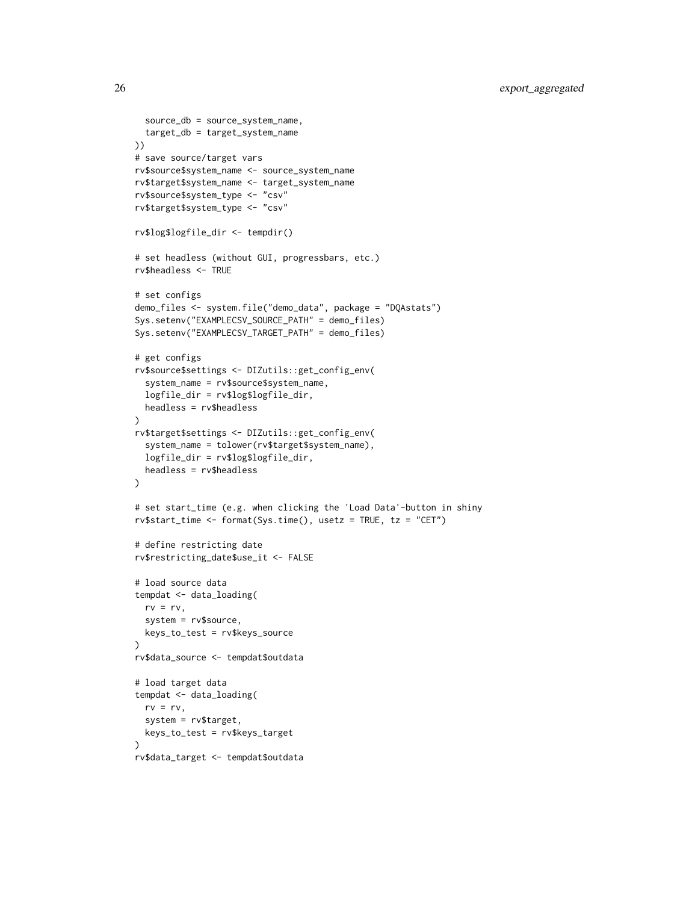```
  source_db = source_system_name,
  target_db = target_system_name
))
# save source/target vars
rv$source$system_name <- source_system_name
rv$target$system_name <- target_system_name
rv$source$system_type <- "csv"
rv$target$system_type <- "csv"

rv$log$logfile_dir <- tempdir()

# set headless (without GUI, progressbars, etc.)
rv$headless <- TRUE

# set configs
demo_files <- system.file("demo_data", package = "DQAstats")
Sys.setenv("EXAMPLECSV_SOURCE_PATH" = demo_files)
Sys.setenv("EXAMPLECSV_TARGET_PATH" = demo_files)

# get configs
rv$source$settings <- DIZutils::get_config_env(
  system_name = rv$source$system_name,
  logfile_dir = rv$log$logfile_dir,
  headless = rv$headless
)
rv$target$settings <- DIZutils::get_config_env(
  system_name = tolower(rv$target$system_name),
  logfile_dir = rv$log$logfile_dir,
  headless = rv$headless
)

# set start_time (e.g. when clicking the 'Load Data'-button in shiny
rv$start_time <- format(Sys.time(), usetz = TRUE, tz = "CET")

# define restricting date
rv$restricting_date$use_it <- FALSE

# load source data
tempdat <- data_loading(
  rv = rv,
  system = rv$source,
  keys_to_test = rv$keys_source
)
rv$data_source <- tempdat$outdata

# load target data
tempdat <- data_loading(
  rv = rv,
  system = rv$target,
  keys_to_test = rv$keys_target
)
rv$data_target <- tempdat$outdata
```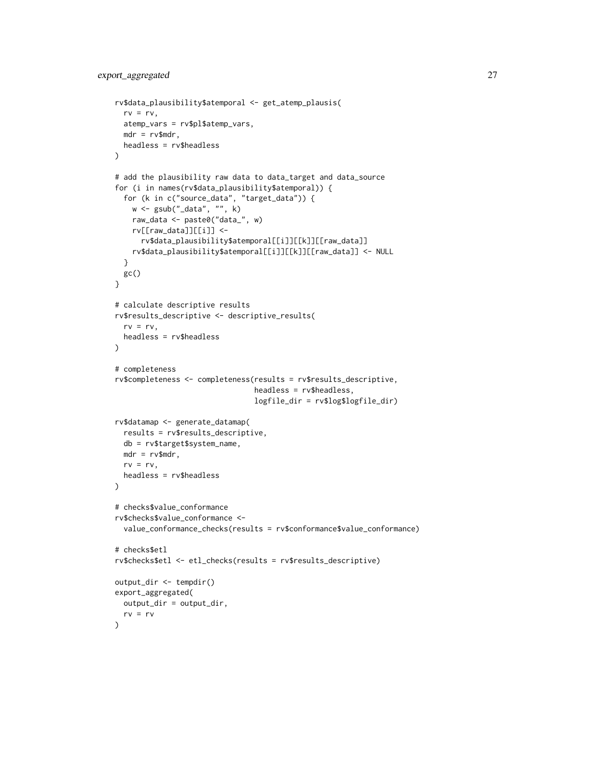```
rv$data_plausibility$atemporal <- get_atemp_plausis(
  rv = rv,
  atemp_vars = rv$pl$atemp_vars,
  mdr = rv$mdr,
  headless = rv$headless
)

# add the plausibility raw data to data_target and data_source
for (i in names(rv$data_plausibility$atemporal)) {
  for (k in c("source_data", "target_data")) {
    w <- gsub("_data", "", k)
    raw_data <- paste0("data_", w)
    rv[[raw_data]][[i]] <-
      rv$data_plausibility$atemporal[[i]][[k]][[raw_data]]
    rv$data_plausibility$atemporal[[i]][[k]][[raw_data]] <- NULL
  }
  gc()
}

# calculate descriptive results
rv$results_descriptive <- descriptive_results(
  rv = rv,
  headless = rv$headless
)

# completeness
rv$completeness <- completeness(results = rv$results_descriptive,
                                headless = rv$headless,
                                logfile_dir = rv$log$logfile_dir)

rv$datamap <- generate_datamap(
  results = rv$results_descriptive,
  db = rv$target$system_name,
  mdr = rv$mdr,
  rv = rv,
  headless = rv$headless
)

# checks$value_conformance
rv$checks$value_conformance <-
  value_conformance_checks(results = rv$conformance$value_conformance)

# checks$etl
rv$checks$etl <- etl_checks(results = rv$results_descriptive)

output_dir <- tempdir()
export_aggregated(
  output_dir = output_dir,
  rv = rv
)
```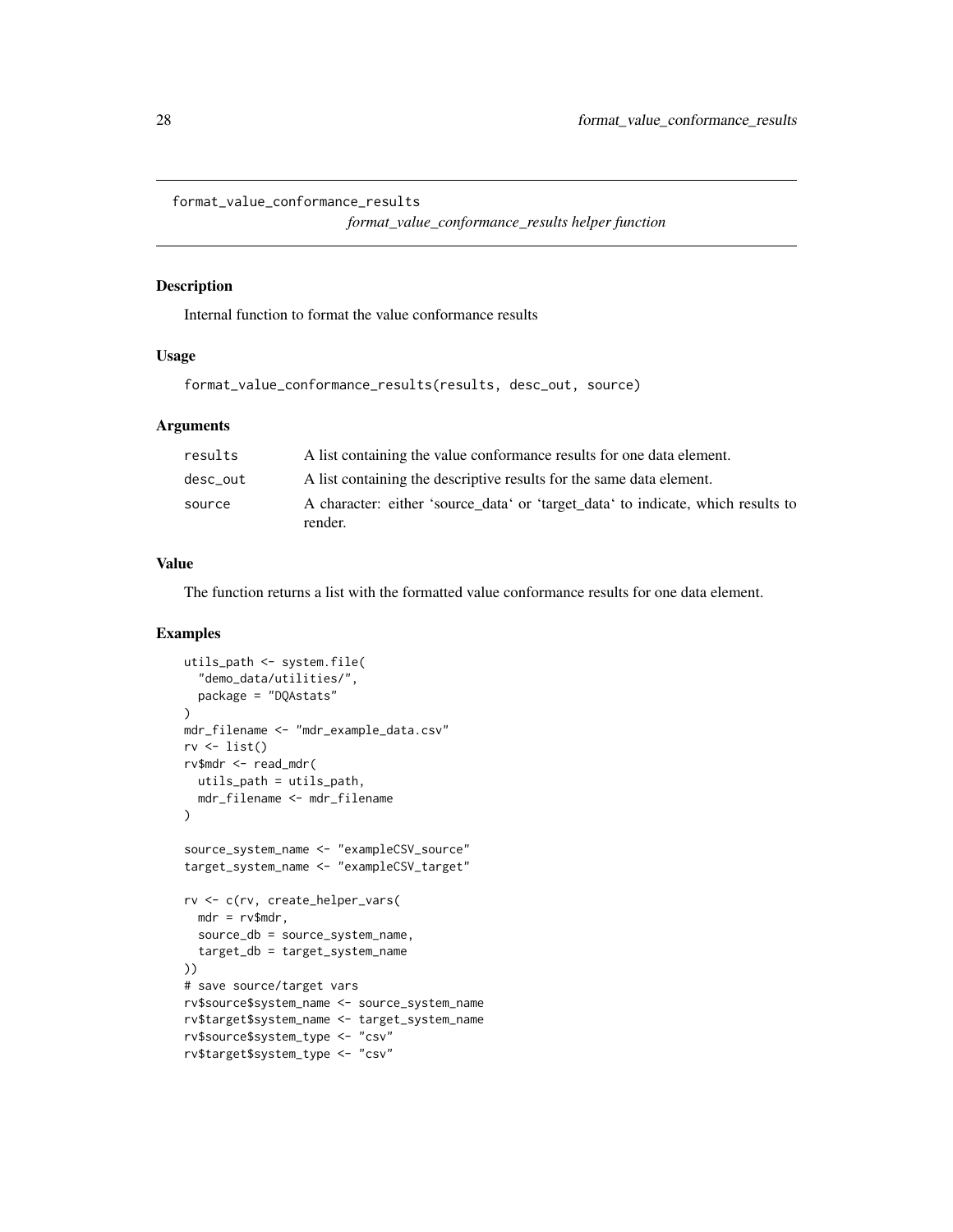format_value_conformance_results        *format_value_conformance_results helper function*

## Description

Internal function to format the value conformance results

## Usage

```
format_value_conformance_results(results, desc_out, source)
```

## Arguments

| | |
|---|---|
| results | A list containing the value conformance results for one data element. |
| desc_out | A list containing the descriptive results for the same data element. |
| source | A character: either 'source_data' or 'target_data' to indicate, which results to render. |

## Value

The function returns a list with the formatted value conformance results for one data element.

## Examples

```
utils_path <- system.file(
  "demo_data/utilities/",
  package = "DQAstats"
)
mdr_filename <- "mdr_example_data.csv"
rv <- list()
rv$mdr <- read_mdr(
  utils_path = utils_path,
  mdr_filename <- mdr_filename
)

source_system_name <- "exampleCSV_source"
target_system_name <- "exampleCSV_target"

rv <- c(rv, create_helper_vars(
  mdr = rv$mdr,
  source_db = source_system_name,
  target_db = target_system_name
))
# save source/target vars
rv$source$system_name <- source_system_name
rv$target$system_name <- target_system_name
rv$source$system_type <- "csv"
rv$target$system_type <- "csv"
```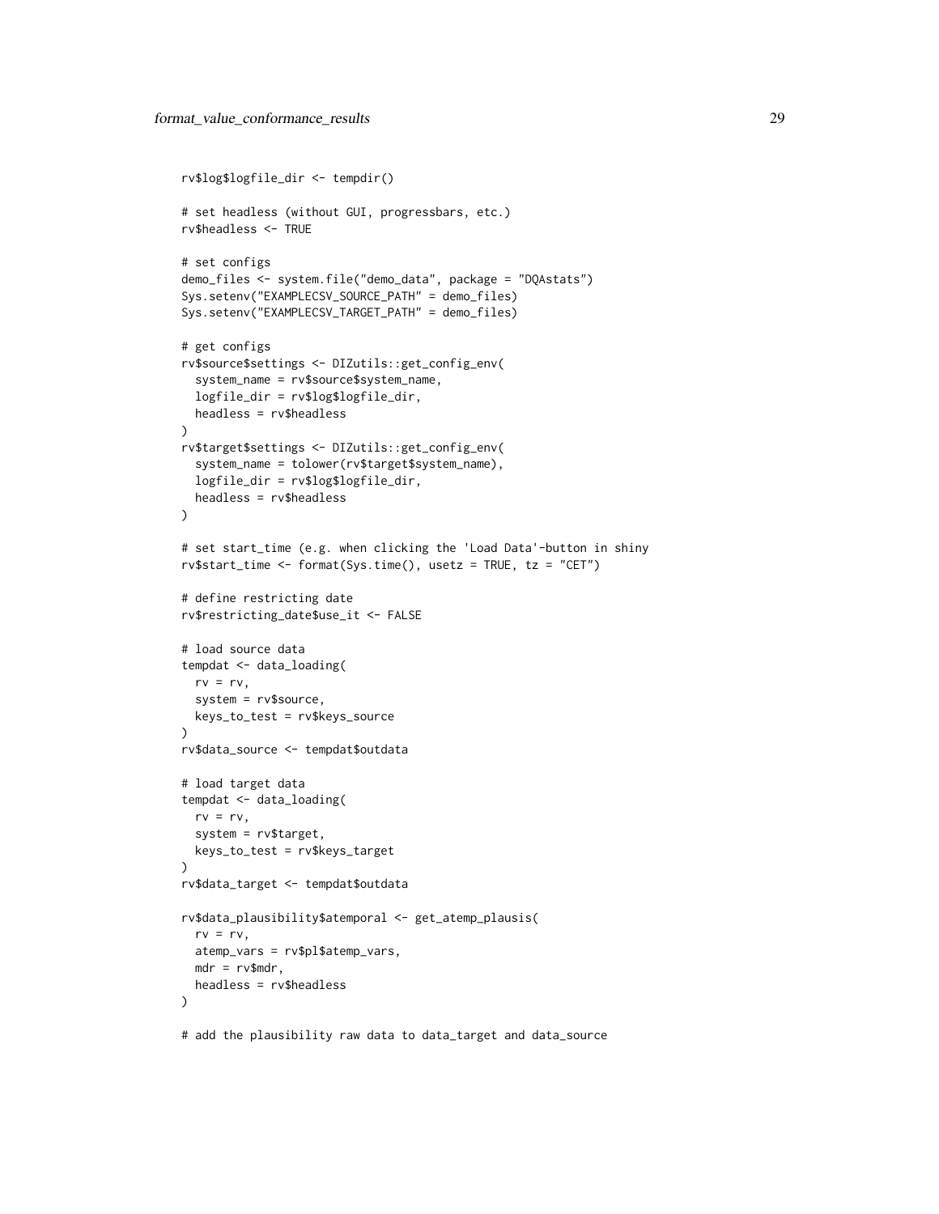```
rv$log$logfile_dir <- tempdir()

# set headless (without GUI, progressbars, etc.)
rv$headless <- TRUE

# set configs
demo_files <- system.file("demo_data", package = "DQAstats")
Sys.setenv("EXAMPLECSV_SOURCE_PATH" = demo_files)
Sys.setenv("EXAMPLECSV_TARGET_PATH" = demo_files)

# get configs
rv$source$settings <- DIZutils::get_config_env(
  system_name = rv$source$system_name,
  logfile_dir = rv$log$logfile_dir,
  headless = rv$headless
)
rv$target$settings <- DIZutils::get_config_env(
  system_name = tolower(rv$target$system_name),
  logfile_dir = rv$log$logfile_dir,
  headless = rv$headless
)

# set start_time (e.g. when clicking the 'Load Data'-button in shiny
rv$start_time <- format(Sys.time(), usetz = TRUE, tz = "CET")

# define restricting date
rv$restricting_date$use_it <- FALSE

# load source data
tempdat <- data_loading(
  rv = rv,
  system = rv$source,
  keys_to_test = rv$keys_source
)
rv$data_source <- tempdat$outdata

# load target data
tempdat <- data_loading(
  rv = rv,
  system = rv$target,
  keys_to_test = rv$keys_target
)
rv$data_target <- tempdat$outdata

rv$data_plausibility$atemporal <- get_atemp_plausis(
  rv = rv,
  atemp_vars = rv$pl$atemp_vars,
  mdr = rv$mdr,
  headless = rv$headless
)

# add the plausibility raw data to data_target and data_source
```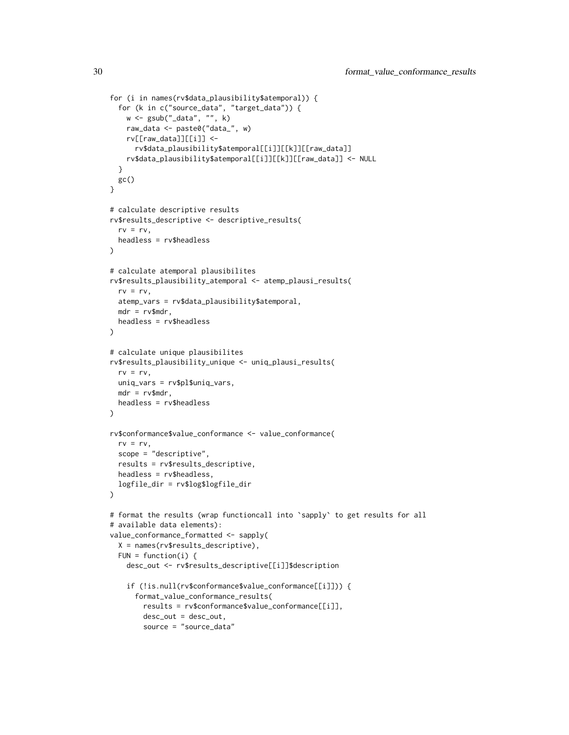```
for (i in names(rv$data_plausibility$atemporal)) {
  for (k in c("source_data", "target_data")) {
    w <- gsub("_data", "", k)
    raw_data <- paste0("data_", w)
    rv[[raw_data]][[i]] <-
      rv$data_plausibility$atemporal[[i]][[k]][[raw_data]]
    rv$data_plausibility$atemporal[[i]][[k]][[raw_data]] <- NULL
  }
  gc()
}

# calculate descriptive results
rv$results_descriptive <- descriptive_results(
  rv = rv,
  headless = rv$headless
)

# calculate atemporal plausibilites
rv$results_plausibility_atemporal <- atemp_plausi_results(
  rv = rv,
  atemp_vars = rv$data_plausibility$atemporal,
  mdr = rv$mdr,
  headless = rv$headless
)

# calculate unique plausibilites
rv$results_plausibility_unique <- uniq_plausi_results(
  rv = rv,
  uniq_vars = rv$pl$uniq_vars,
  mdr = rv$mdr,
  headless = rv$headless
)

rv$conformance$value_conformance <- value_conformance(
  rv = rv,
  scope = "descriptive",
  results = rv$results_descriptive,
  headless = rv$headless,
  logfile_dir = rv$log$logfile_dir
)

# format the results (wrap functioncall into `sapply` to get results for all
# available data elements):
value_conformance_formatted <- sapply(
  X = names(rv$results_descriptive),
  FUN = function(i) {
    desc_out <- rv$results_descriptive[[i]]$description

    if (!is.null(rv$conformance$value_conformance[[i]])) {
      format_value_conformance_results(
        results = rv$conformance$value_conformance[[i]],
        desc_out = desc_out,
        source = "source_data"
```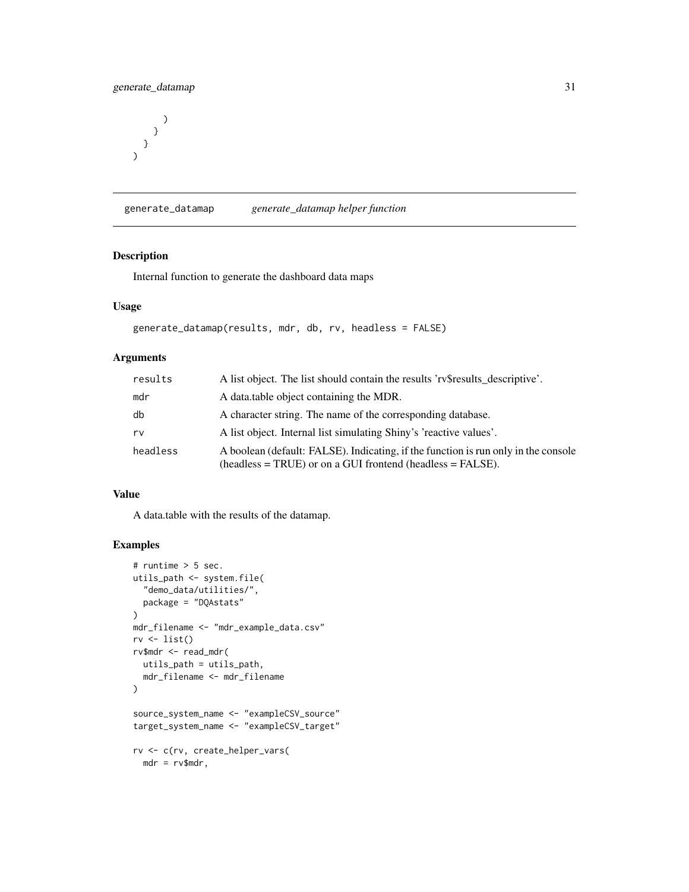```
      )
    }
  }
)
```

## generate_datamap *generate_datamap helper function*

### Description

Internal function to generate the dashboard data maps

### Usage

```
generate_datamap(results, mdr, db, rv, headless = FALSE)
```

### Arguments

| | |
|---|---|
| results | A list object. The list should contain the results 'rv$results_descriptive'. |
| mdr | A data.table object containing the MDR. |
| db | A character string. The name of the corresponding database. |
| rv | A list object. Internal list simulating Shiny's 'reactive values'. |
| headless | A boolean (default: FALSE). Indicating, if the function is run only in the console (headless = TRUE) or on a GUI frontend (headless = FALSE). |

### Value

A data.table with the results of the datamap.

### Examples

```
# runtime > 5 sec.
utils_path <- system.file(
  "demo_data/utilities/",
  package = "DQAstats"
)
mdr_filename <- "mdr_example_data.csv"
rv <- list()
rv$mdr <- read_mdr(
  utils_path = utils_path,
  mdr_filename <- mdr_filename
)

source_system_name <- "exampleCSV_source"
target_system_name <- "exampleCSV_target"

rv <- c(rv, create_helper_vars(
  mdr = rv$mdr,
```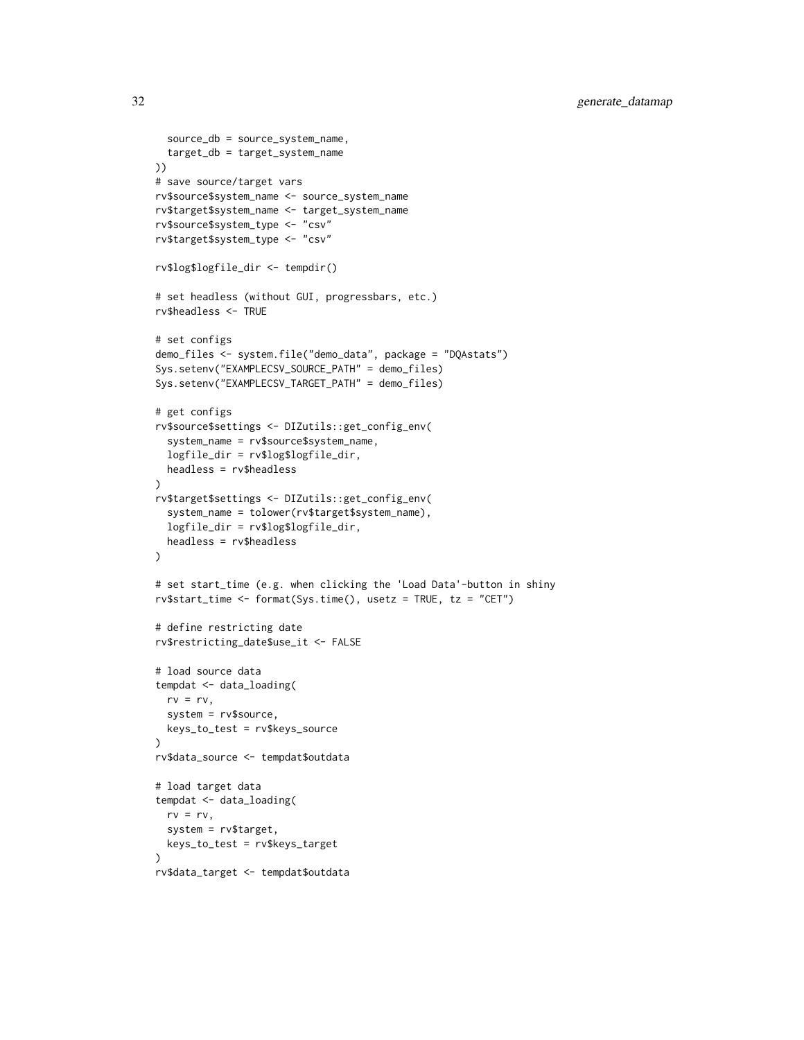```
  source_db = source_system_name,
  target_db = target_system_name
))
# save source/target vars
rv$source$system_name <- source_system_name
rv$target$system_name <- target_system_name
rv$source$system_type <- "csv"
rv$target$system_type <- "csv"

rv$log$logfile_dir <- tempdir()

# set headless (without GUI, progressbars, etc.)
rv$headless <- TRUE

# set configs
demo_files <- system.file("demo_data", package = "DQAstats")
Sys.setenv("EXAMPLECSV_SOURCE_PATH" = demo_files)
Sys.setenv("EXAMPLECSV_TARGET_PATH" = demo_files)

# get configs
rv$source$settings <- DIZutils::get_config_env(
  system_name = rv$source$system_name,
  logfile_dir = rv$log$logfile_dir,
  headless = rv$headless
)
rv$target$settings <- DIZutils::get_config_env(
  system_name = tolower(rv$target$system_name),
  logfile_dir = rv$log$logfile_dir,
  headless = rv$headless
)

# set start_time (e.g. when clicking the 'Load Data'-button in shiny
rv$start_time <- format(Sys.time(), usetz = TRUE, tz = "CET")

# define restricting date
rv$restricting_date$use_it <- FALSE

# load source data
tempdat <- data_loading(
  rv = rv,
  system = rv$source,
  keys_to_test = rv$keys_source
)
rv$data_source <- tempdat$outdata

# load target data
tempdat <- data_loading(
  rv = rv,
  system = rv$target,
  keys_to_test = rv$keys_target
)
rv$data_target <- tempdat$outdata
```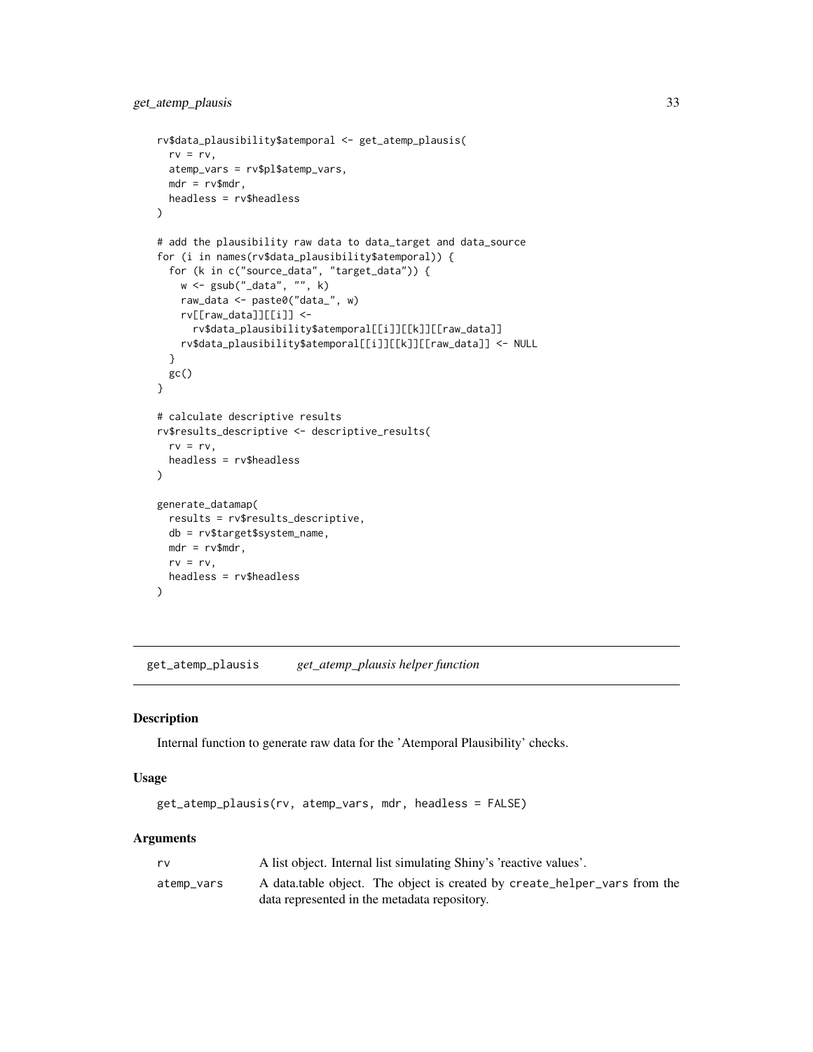```
rv$data_plausibility$atemporal <- get_atemp_plausis(
  rv = rv,
  atemp_vars = rv$pl$atemp_vars,
  mdr = rv$mdr,
  headless = rv$headless
)

# add the plausibility raw data to data_target and data_source
for (i in names(rv$data_plausibility$atemporal)) {
  for (k in c("source_data", "target_data")) {
    w <- gsub("_data", "", k)
    raw_data <- paste0("data_", w)
    rv[[raw_data]][[i]] <-
      rv$data_plausibility$atemporal[[i]][[k]][[raw_data]]
    rv$data_plausibility$atemporal[[i]][[k]][[raw_data]] <- NULL
  }
  gc()
}

# calculate descriptive results
rv$results_descriptive <- descriptive_results(
  rv = rv,
  headless = rv$headless
)

generate_datamap(
  results = rv$results_descriptive,
  db = rv$target$system_name,
  mdr = rv$mdr,
  rv = rv,
  headless = rv$headless
)
```

---

## get_atemp_plausis *get_atemp_plausis helper function*

---

### Description

Internal function to generate raw data for the 'Atemporal Plausibility' checks.

### Usage

```
get_atemp_plausis(rv, atemp_vars, mdr, headless = FALSE)
```

### Arguments

| | |
|---|---|
| rv | A list object. Internal list simulating Shiny's 'reactive values'. |
| atemp_vars | A data.table object. The object is created by create_helper_vars from the data represented in the metadata repository. |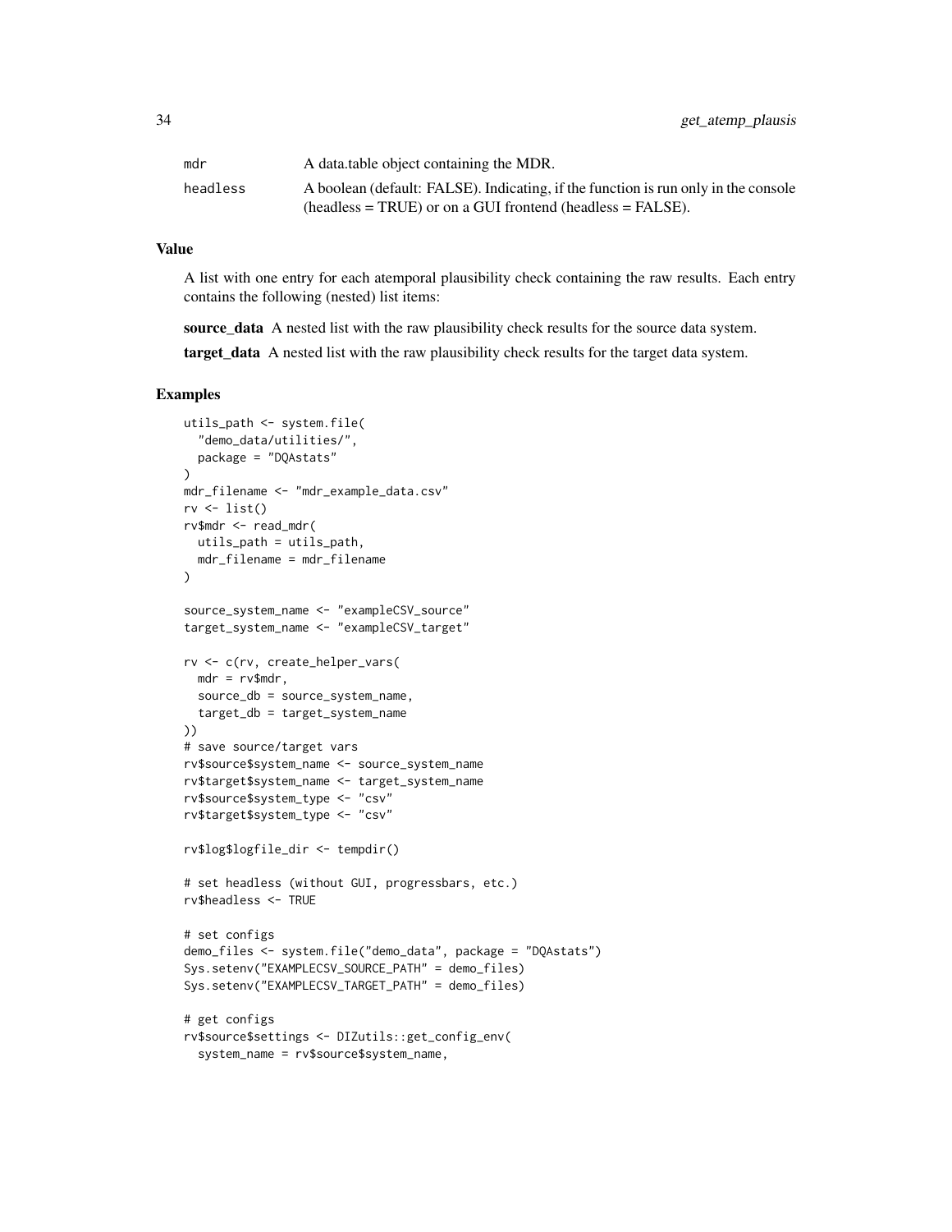| | |
|---|---|
| mdr | A data.table object containing the MDR. |
| headless | A boolean (default: FALSE). Indicating, if the function is run only in the console (headless = TRUE) or on a GUI frontend (headless = FALSE). |

## Value

A list with one entry for each atemporal plausibility check containing the raw results. Each entry contains the following (nested) list items:

**source_data** A nested list with the raw plausibility check results for the source data system.

**target_data** A nested list with the raw plausibility check results for the target data system.

## Examples

```
utils_path <- system.file(
  "demo_data/utilities/",
  package = "DQAstats"
)
mdr_filename <- "mdr_example_data.csv"
rv <- list()
rv$mdr <- read_mdr(
  utils_path = utils_path,
  mdr_filename = mdr_filename
)

source_system_name <- "exampleCSV_source"
target_system_name <- "exampleCSV_target"

rv <- c(rv, create_helper_vars(
  mdr = rv$mdr,
  source_db = source_system_name,
  target_db = target_system_name
))
# save source/target vars
rv$source$system_name <- source_system_name
rv$target$system_name <- target_system_name
rv$source$system_type <- "csv"
rv$target$system_type <- "csv"

rv$log$logfile_dir <- tempdir()

# set headless (without GUI, progressbars, etc.)
rv$headless <- TRUE

# set configs
demo_files <- system.file("demo_data", package = "DQAstats")
Sys.setenv("EXAMPLECSV_SOURCE_PATH" = demo_files)
Sys.setenv("EXAMPLECSV_TARGET_PATH" = demo_files)

# get configs
rv$source$settings <- DIZutils::get_config_env(
  system_name = rv$source$system_name,
```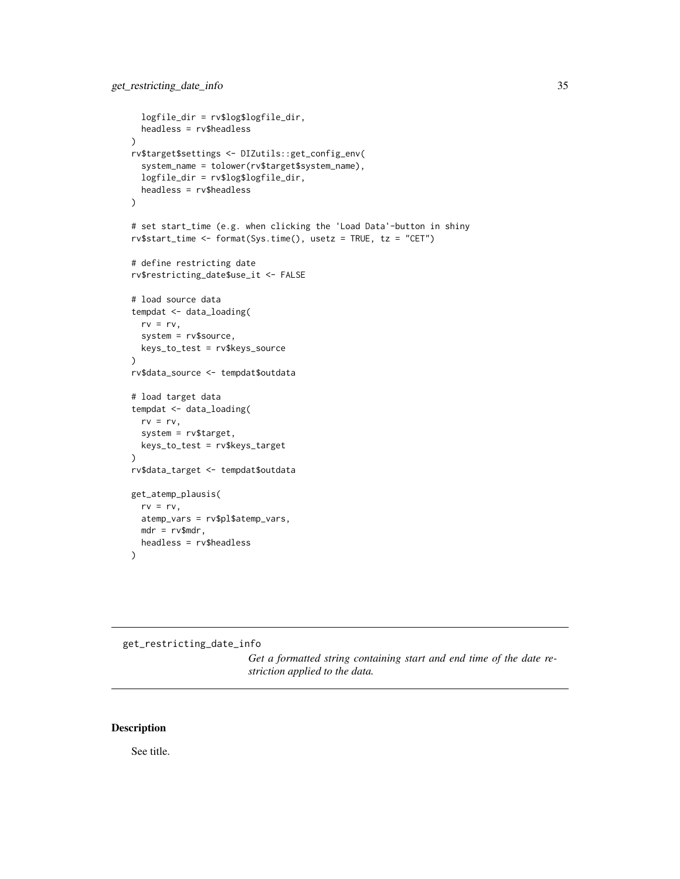```
  logfile_dir = rv$log$logfile_dir,
  headless = rv$headless
)
rv$target$settings <- DIZutils::get_config_env(
  system_name = tolower(rv$target$system_name),
  logfile_dir = rv$log$logfile_dir,
  headless = rv$headless
)

# set start_time (e.g. when clicking the 'Load Data'-button in shiny
rv$start_time <- format(Sys.time(), usetz = TRUE, tz = "CET")

# define restricting date
rv$restricting_date$use_it <- FALSE

# load source data
tempdat <- data_loading(
  rv = rv,
  system = rv$source,
  keys_to_test = rv$keys_source
)
rv$data_source <- tempdat$outdata

# load target data
tempdat <- data_loading(
  rv = rv,
  system = rv$target,
  keys_to_test = rv$keys_target
)
rv$data_target <- tempdat$outdata

get_atemp_plausis(
  rv = rv,
  atemp_vars = rv$pl$atemp_vars,
  mdr = rv$mdr,
  headless = rv$headless
)
```

---

## get_restricting_date_info

*Get a formatted string containing start and end time of the date restriction applied to the data.*

---

### Description

See title.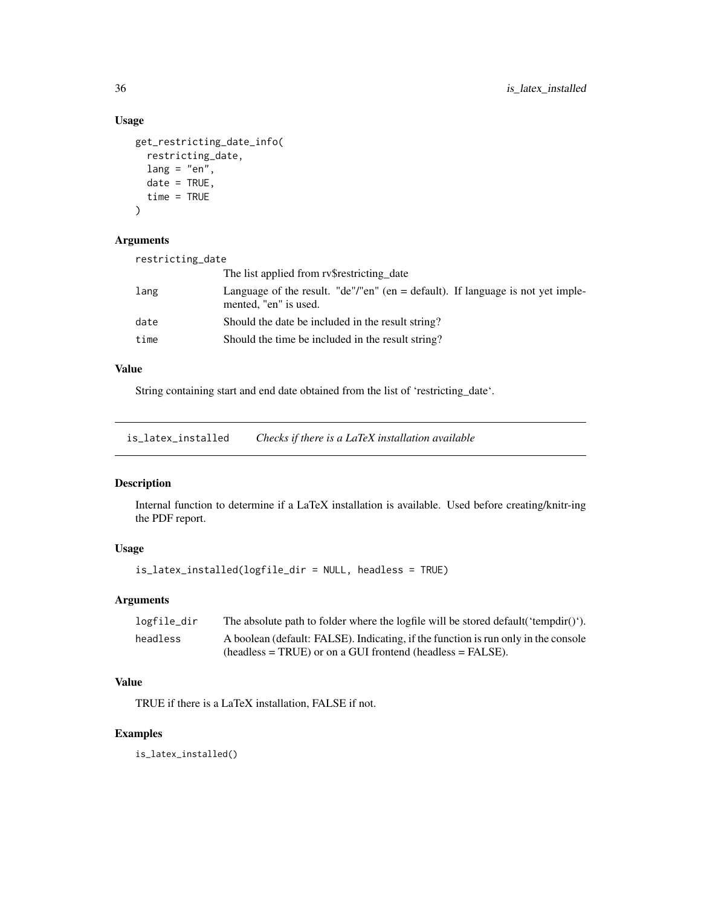### Usage

```
get_restricting_date_info(
  restricting_date,
  lang = "en",
  date = TRUE,
  time = TRUE
)
```

### Arguments

| | |
|---|---|
| restricting_date | The list applied from rv$restricting_date |
| lang | Language of the result. "de"/"en" (en = default). If language is not yet implemented, "en" is used. |
| date | Should the date be included in the result string? |
| time | Should the time be included in the result string? |

### Value

String containing start and end date obtained from the list of 'restricting_date'.

---

## is_latex_installed — *Checks if there is a LaTeX installation available*

### Description

Internal function to determine if a LaTeX installation is available. Used before creating/knitr-ing the PDF report.

### Usage

```
is_latex_installed(logfile_dir = NULL, headless = TRUE)
```

### Arguments

| | |
|---|---|
| logfile_dir | The absolute path to folder where the logfile will be stored default('tempdir()'). |
| headless | A boolean (default: FALSE). Indicating, if the function is run only in the console (headless = TRUE) or on a GUI frontend (headless = FALSE). |

### Value

TRUE if there is a LaTeX installation, FALSE if not.

### Examples

```
is_latex_installed()
```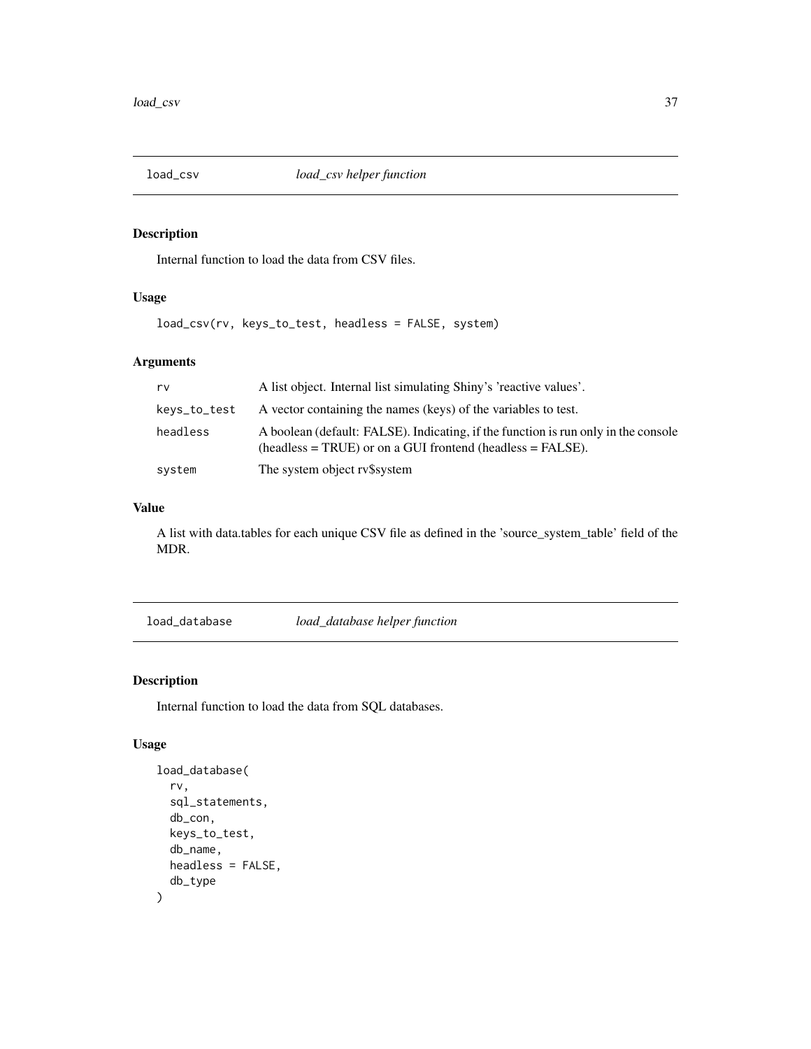## load_csv *load_csv helper function*

### Description

Internal function to load the data from CSV files.

### Usage

```
load_csv(rv, keys_to_test, headless = FALSE, system)
```

### Arguments

| | |
|---|---|
| rv | A list object. Internal list simulating Shiny's 'reactive values'. |
| keys_to_test | A vector containing the names (keys) of the variables to test. |
| headless | A boolean (default: FALSE). Indicating, if the function is run only in the console (headless = TRUE) or on a GUI frontend (headless = FALSE). |
| system | The system object rv$system |

### Value

A list with data.tables for each unique CSV file as defined in the 'source_system_table' field of the MDR.

## load_database *load_database helper function*

### Description

Internal function to load the data from SQL databases.

### Usage

```
load_database(
  rv,
  sql_statements,
  db_con,
  keys_to_test,
  db_name,
  headless = FALSE,
  db_type
)
```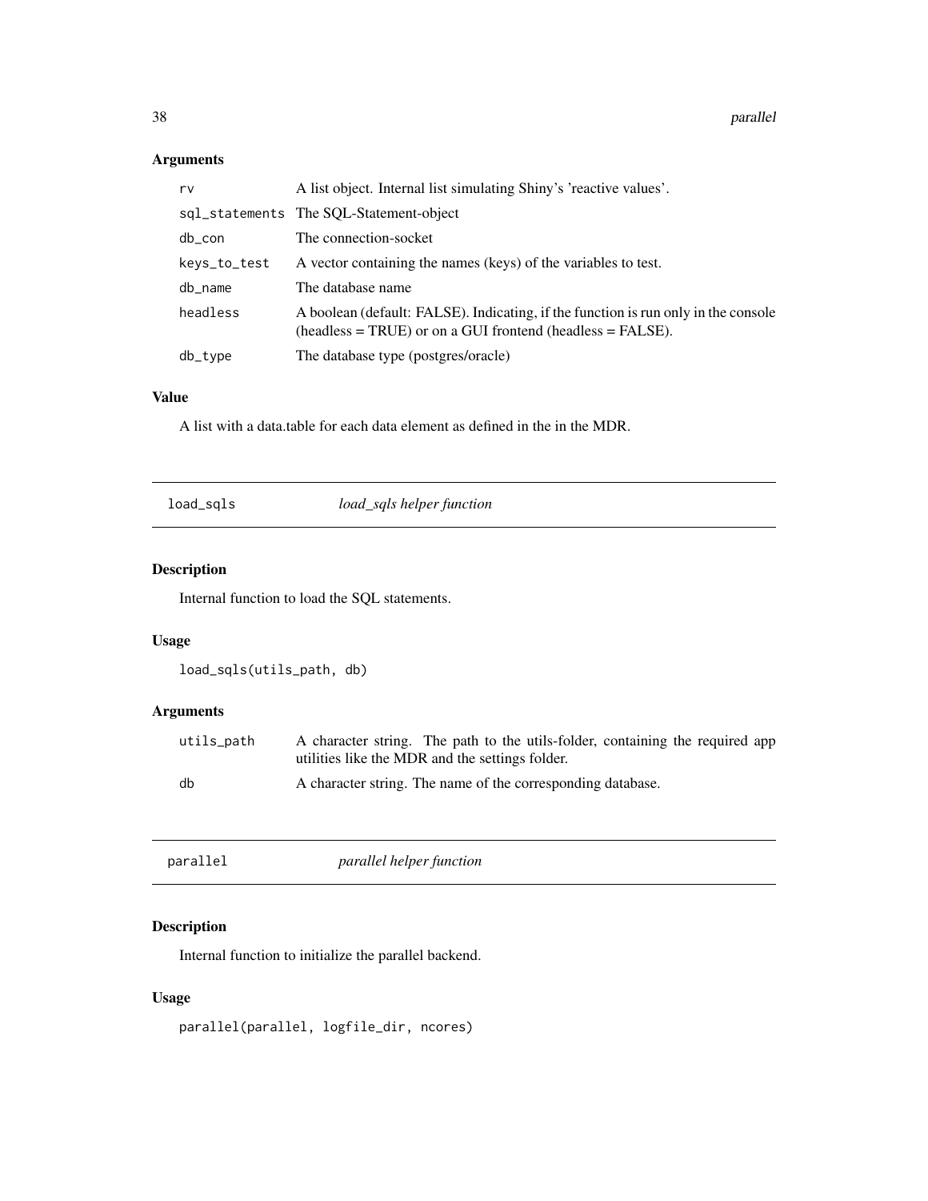### Arguments

| | |
|---|---|
| rv | A list object. Internal list simulating Shiny's 'reactive values'. |
| sql_statements | The SQL-Statement-object |
| db_con | The connection-socket |
| keys_to_test | A vector containing the names (keys) of the variables to test. |
| db_name | The database name |
| headless | A boolean (default: FALSE). Indicating, if the function is run only in the console (headless = TRUE) or on a GUI frontend (headless = FALSE). |
| db_type | The database type (postgres/oracle) |

### Value

A list with a data.table for each data element as defined in the in the MDR.

---

## load_sqls — *load_sqls helper function*

### Description

Internal function to load the SQL statements.

### Usage

```
load_sqls(utils_path, db)
```

### Arguments

| | |
|---|---|
| utils_path | A character string. The path to the utils-folder, containing the required app utilities like the MDR and the settings folder. |
| db | A character string. The name of the corresponding database. |

---

## parallel — *parallel helper function*

### Description

Internal function to initialize the parallel backend.

### Usage

```
parallel(parallel, logfile_dir, ncores)
```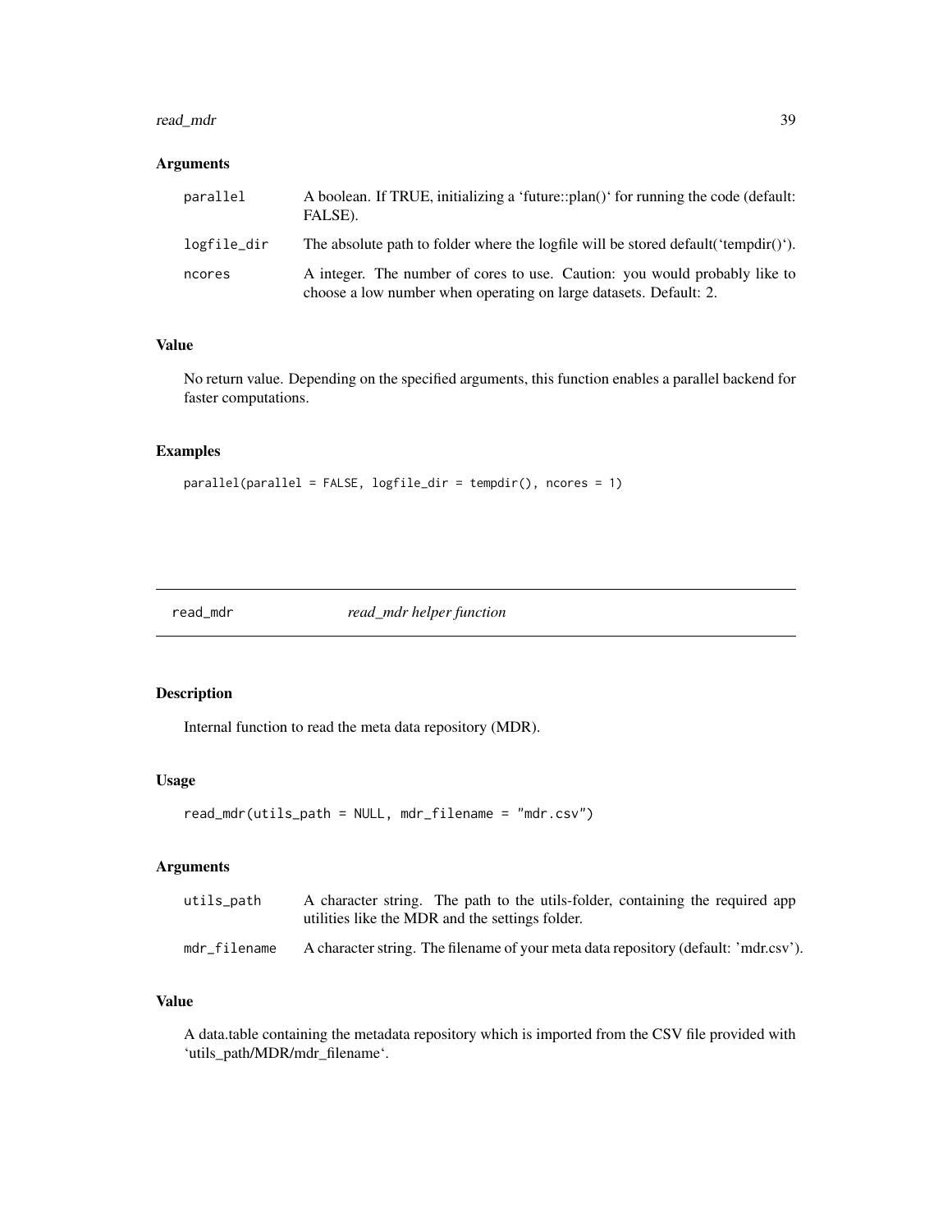### Arguments

| | |
|---|---|
| parallel | A boolean. If TRUE, initializing a ‘future::plan()‘ for running the code (default: FALSE). |
| logfile_dir | The absolute path to folder where the logfile will be stored default(‘tempdir()‘). |
| ncores | A integer. The number of cores to use. Caution: you would probably like to choose a low number when operating on large datasets. Default: 2. |

### Value

No return value. Depending on the specified arguments, this function enables a parallel backend for faster computations.

### Examples

```
parallel(parallel = FALSE, logfile_dir = tempdir(), ncores = 1)
```

---

## read_mdr *read_mdr helper function*

---

### Description

Internal function to read the meta data repository (MDR).

### Usage

```
read_mdr(utils_path = NULL, mdr_filename = "mdr.csv")
```

### Arguments

| | |
|---|---|
| utils_path | A character string. The path to the utils-folder, containing the required app utilities like the MDR and the settings folder. |
| mdr_filename | A character string. The filename of your meta data repository (default: ’mdr.csv’). |

### Value

A data.table containing the metadata repository which is imported from the CSV file provided with ‘utils_path/MDR/mdr_filename‘.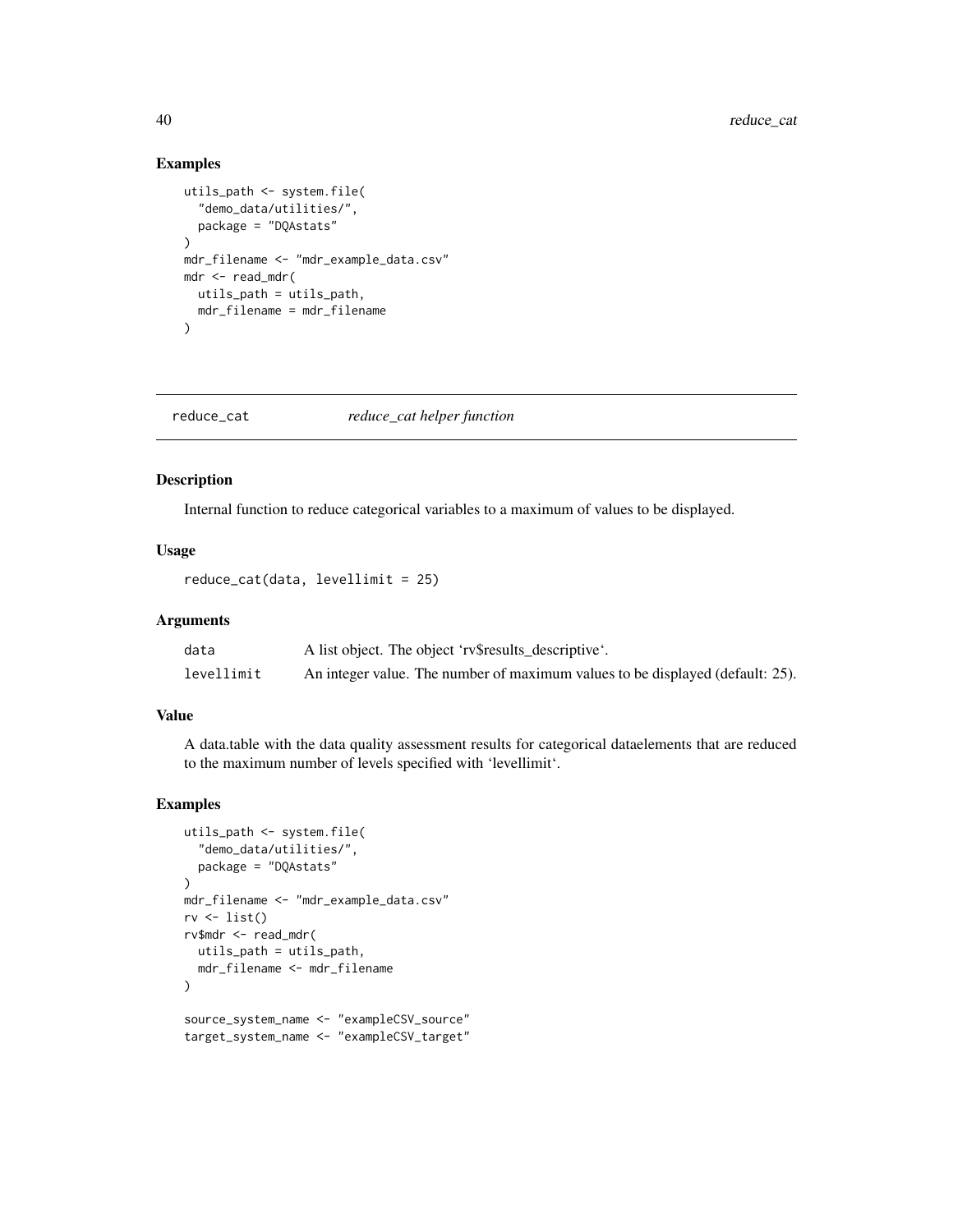## Examples

```
utils_path <- system.file(
  "demo_data/utilities/",
  package = "DQAstats"
)
mdr_filename <- "mdr_example_data.csv"
mdr <- read_mdr(
  utils_path = utils_path,
  mdr_filename = mdr_filename
)
```

---

# reduce_cat *reduce_cat helper function*

## Description

Internal function to reduce categorical variables to a maximum of values to be displayed.

## Usage

```
reduce_cat(data, levellimit = 25)
```

## Arguments

| | |
|---|---|
| data | A list object. The object 'rv$results_descriptive'. |
| levellimit | An integer value. The number of maximum values to be displayed (default: 25). |

## Value

A data.table with the data quality assessment results for categorical dataelements that are reduced to the maximum number of levels specified with 'levellimit'.

## Examples

```
utils_path <- system.file(
  "demo_data/utilities/",
  package = "DQAstats"
)
mdr_filename <- "mdr_example_data.csv"
rv <- list()
rv$mdr <- read_mdr(
  utils_path = utils_path,
  mdr_filename <- mdr_filename
)

source_system_name <- "exampleCSV_source"
target_system_name <- "exampleCSV_target"
```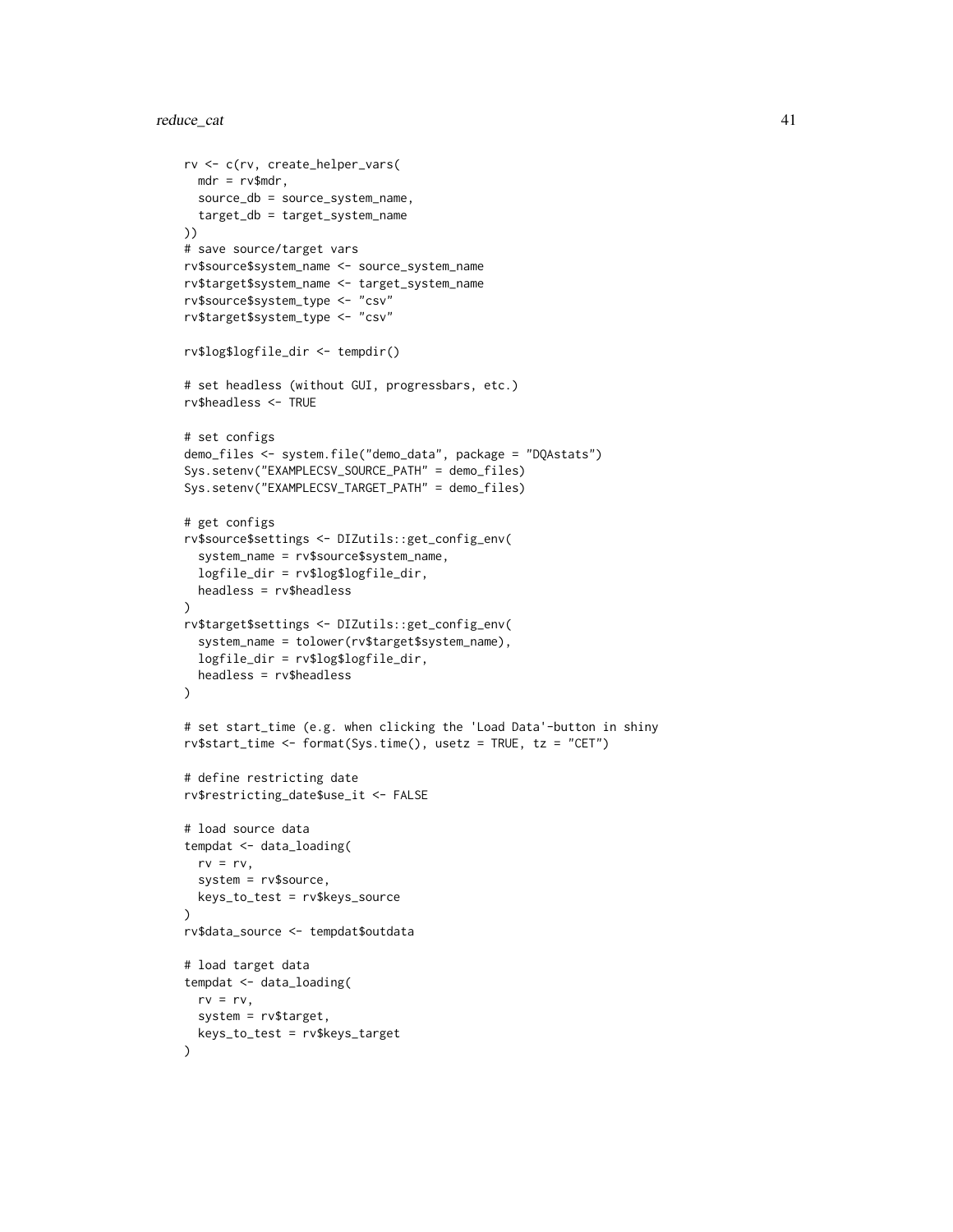```
rv <- c(rv, create_helper_vars(
  mdr = rv$mdr,
  source_db = source_system_name,
  target_db = target_system_name
))
# save source/target vars
rv$source$system_name <- source_system_name
rv$target$system_name <- target_system_name
rv$source$system_type <- "csv"
rv$target$system_type <- "csv"

rv$log$logfile_dir <- tempdir()

# set headless (without GUI, progressbars, etc.)
rv$headless <- TRUE

# set configs
demo_files <- system.file("demo_data", package = "DQAstats")
Sys.setenv("EXAMPLECSV_SOURCE_PATH" = demo_files)
Sys.setenv("EXAMPLECSV_TARGET_PATH" = demo_files)

# get configs
rv$source$settings <- DIZutils::get_config_env(
  system_name = rv$source$system_name,
  logfile_dir = rv$log$logfile_dir,
  headless = rv$headless
)
rv$target$settings <- DIZutils::get_config_env(
  system_name = tolower(rv$target$system_name),
  logfile_dir = rv$log$logfile_dir,
  headless = rv$headless
)

# set start_time (e.g. when clicking the 'Load Data'-button in shiny
rv$start_time <- format(Sys.time(), usetz = TRUE, tz = "CET")

# define restricting date
rv$restricting_date$use_it <- FALSE

# load source data
tempdat <- data_loading(
  rv = rv,
  system = rv$source,
  keys_to_test = rv$keys_source
)
rv$data_source <- tempdat$outdata

# load target data
tempdat <- data_loading(
  rv = rv,
  system = rv$target,
  keys_to_test = rv$keys_target
)
```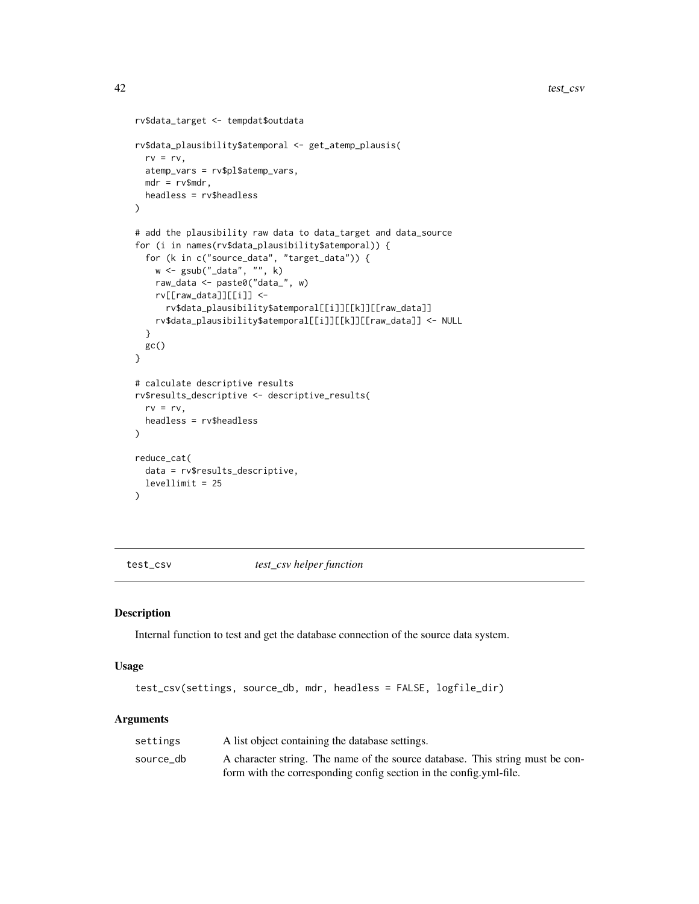```
rv$data_target <- tempdat$outdata

rv$data_plausibility$atemporal <- get_atemp_plausis(
  rv = rv,
  atemp_vars = rv$pl$atemp_vars,
  mdr = rv$mdr,
  headless = rv$headless
)

# add the plausibility raw data to data_target and data_source
for (i in names(rv$data_plausibility$atemporal)) {
  for (k in c("source_data", "target_data")) {
    w <- gsub("_data", "", k)
    raw_data <- paste0("data_", w)
    rv[[raw_data]][[i]] <-
      rv$data_plausibility$atemporal[[i]][[k]][[raw_data]]
    rv$data_plausibility$atemporal[[i]][[k]][[raw_data]] <- NULL
  }
  gc()
}

# calculate descriptive results
rv$results_descriptive <- descriptive_results(
  rv = rv,
  headless = rv$headless
)

reduce_cat(
  data = rv$results_descriptive,
  levellimit = 25
)
```

## test_csv *test_csv helper function*

### Description

Internal function to test and get the database connection of the source data system.

### Usage

```
test_csv(settings, source_db, mdr, headless = FALSE, logfile_dir)
```

### Arguments

| | |
|---|---|
| settings | A list object containing the database settings. |
| source_db | A character string. The name of the source database. This string must be conform with the corresponding config section in the config.yml-file. |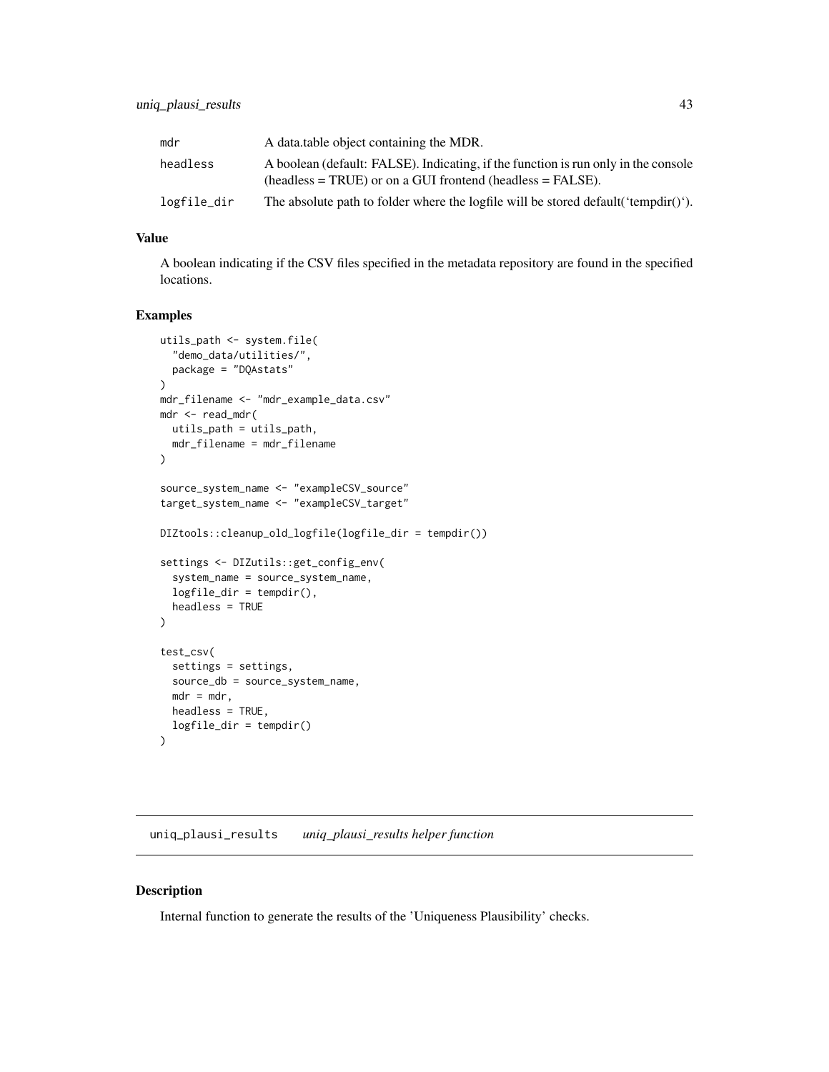| | |
|---|---|
| mdr | A data.table object containing the MDR. |
| headless | A boolean (default: FALSE). Indicating, if the function is run only in the console (headless = TRUE) or on a GUI frontend (headless = FALSE). |
| logfile_dir | The absolute path to folder where the logfile will be stored default('tempdir()'). |

### Value

A boolean indicating if the CSV files specified in the metadata repository are found in the specified locations.

### Examples

```
utils_path <- system.file(
  "demo_data/utilities/",
  package = "DQAstats"
)
mdr_filename <- "mdr_example_data.csv"
mdr <- read_mdr(
  utils_path = utils_path,
  mdr_filename = mdr_filename
)

source_system_name <- "exampleCSV_source"
target_system_name <- "exampleCSV_target"

DIZtools::cleanup_old_logfile(logfile_dir = tempdir())

settings <- DIZutils::get_config_env(
  system_name = source_system_name,
  logfile_dir = tempdir(),
  headless = TRUE
)

test_csv(
  settings = settings,
  source_db = source_system_name,
  mdr = mdr,
  headless = TRUE,
  logfile_dir = tempdir()
)
```

## uniq_plausi_results    *uniq_plausi_results helper function*

### Description

Internal function to generate the results of the 'Uniqueness Plausibility' checks.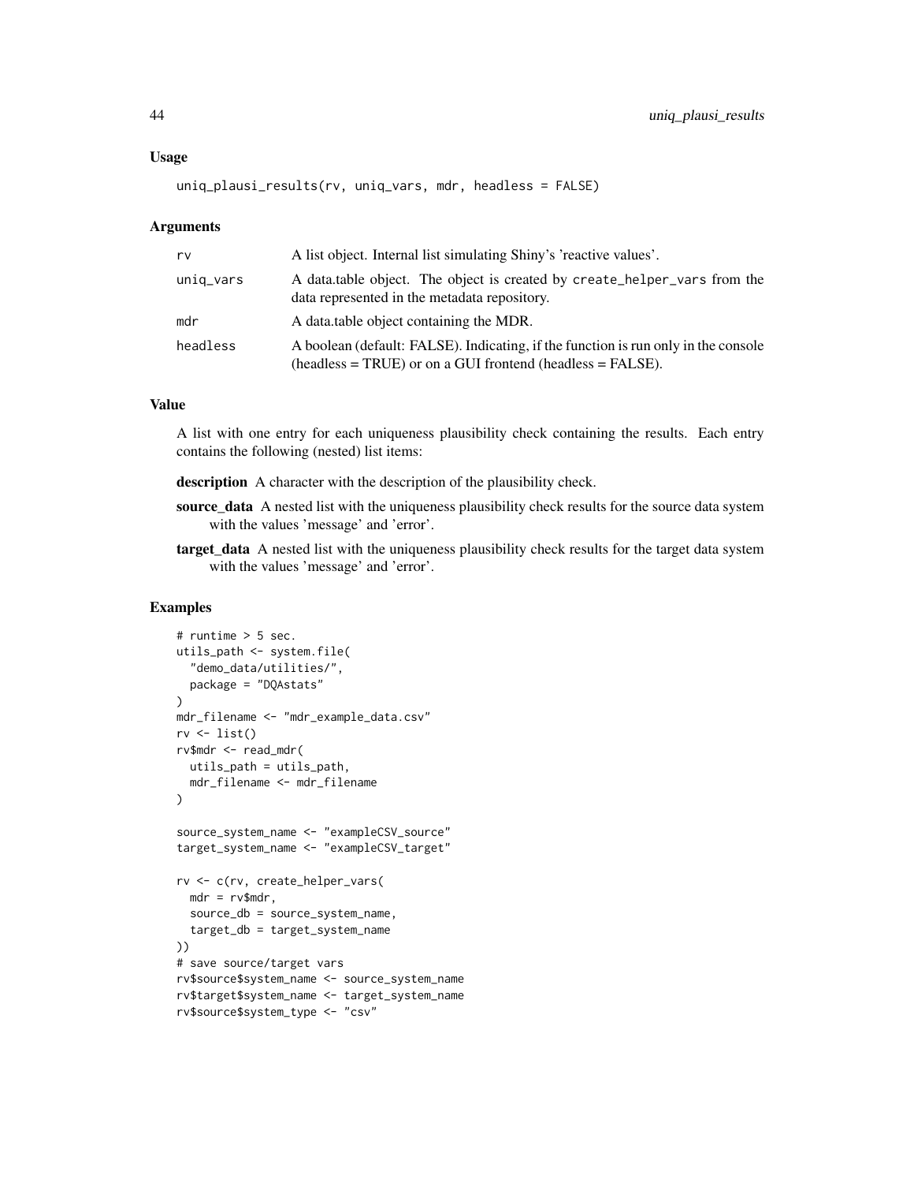### Usage

```
uniq_plausi_results(rv, uniq_vars, mdr, headless = FALSE)
```

### Arguments

| | |
|---|---|
| rv | A list object. Internal list simulating Shiny's 'reactive values'. |
| uniq_vars | A data.table object. The object is created by create_helper_vars from the data represented in the metadata repository. |
| mdr | A data.table object containing the MDR. |
| headless | A boolean (default: FALSE). Indicating, if the function is run only in the console (headless = TRUE) or on a GUI frontend (headless = FALSE). |

### Value

A list with one entry for each uniqueness plausibility check containing the results. Each entry contains the following (nested) list items:

**description** A character with the description of the plausibility check.

**source_data** A nested list with the uniqueness plausibility check results for the source data system with the values 'message' and 'error'.

**target_data** A nested list with the uniqueness plausibility check results for the target data system with the values 'message' and 'error'.

### Examples

```
# runtime > 5 sec.
utils_path <- system.file(
  "demo_data/utilities/",
  package = "DQAstats"
)
mdr_filename <- "mdr_example_data.csv"
rv <- list()
rv$mdr <- read_mdr(
  utils_path = utils_path,
  mdr_filename <- mdr_filename
)

source_system_name <- "exampleCSV_source"
target_system_name <- "exampleCSV_target"

rv <- c(rv, create_helper_vars(
  mdr = rv$mdr,
  source_db = source_system_name,
  target_db = target_system_name
))
# save source/target vars
rv$source$system_name <- source_system_name
rv$target$system_name <- target_system_name
rv$source$system_type <- "csv"
```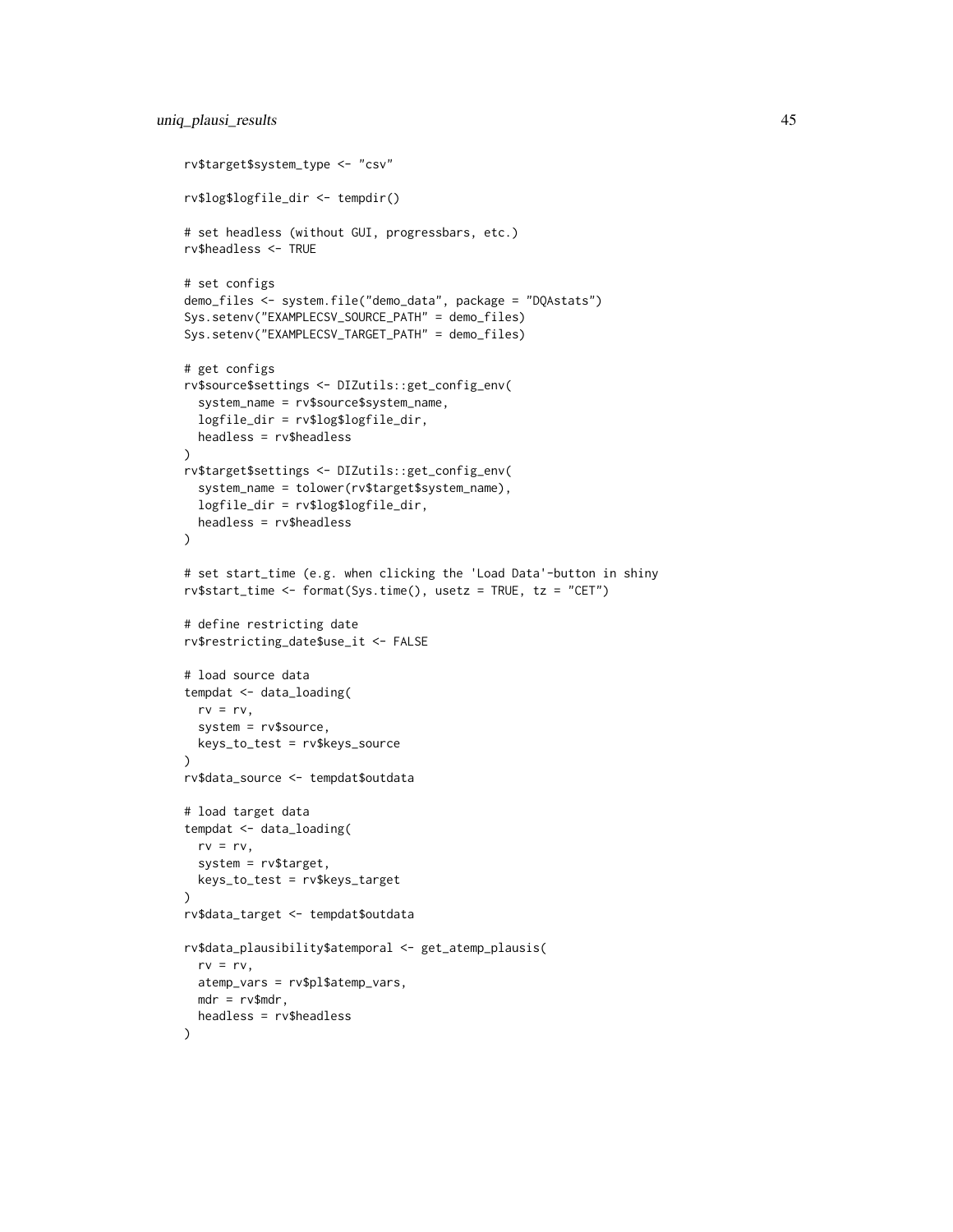```
rv$target$system_type <- "csv"

rv$log$logfile_dir <- tempdir()

# set headless (without GUI, progressbars, etc.)
rv$headless <- TRUE

# set configs
demo_files <- system.file("demo_data", package = "DQAstats")
Sys.setenv("EXAMPLECSV_SOURCE_PATH" = demo_files)
Sys.setenv("EXAMPLECSV_TARGET_PATH" = demo_files)

# get configs
rv$source$settings <- DIZutils::get_config_env(
  system_name = rv$source$system_name,
  logfile_dir = rv$log$logfile_dir,
  headless = rv$headless
)
rv$target$settings <- DIZutils::get_config_env(
  system_name = tolower(rv$target$system_name),
  logfile_dir = rv$log$logfile_dir,
  headless = rv$headless
)

# set start_time (e.g. when clicking the 'Load Data'-button in shiny
rv$start_time <- format(Sys.time(), usetz = TRUE, tz = "CET")

# define restricting date
rv$restricting_date$use_it <- FALSE

# load source data
tempdat <- data_loading(
  rv = rv,
  system = rv$source,
  keys_to_test = rv$keys_source
)
rv$data_source <- tempdat$outdata

# load target data
tempdat <- data_loading(
  rv = rv,
  system = rv$target,
  keys_to_test = rv$keys_target
)
rv$data_target <- tempdat$outdata

rv$data_plausibility$atemporal <- get_atemp_plausis(
  rv = rv,
  atemp_vars = rv$pl$atemp_vars,
  mdr = rv$mdr,
  headless = rv$headless
)
```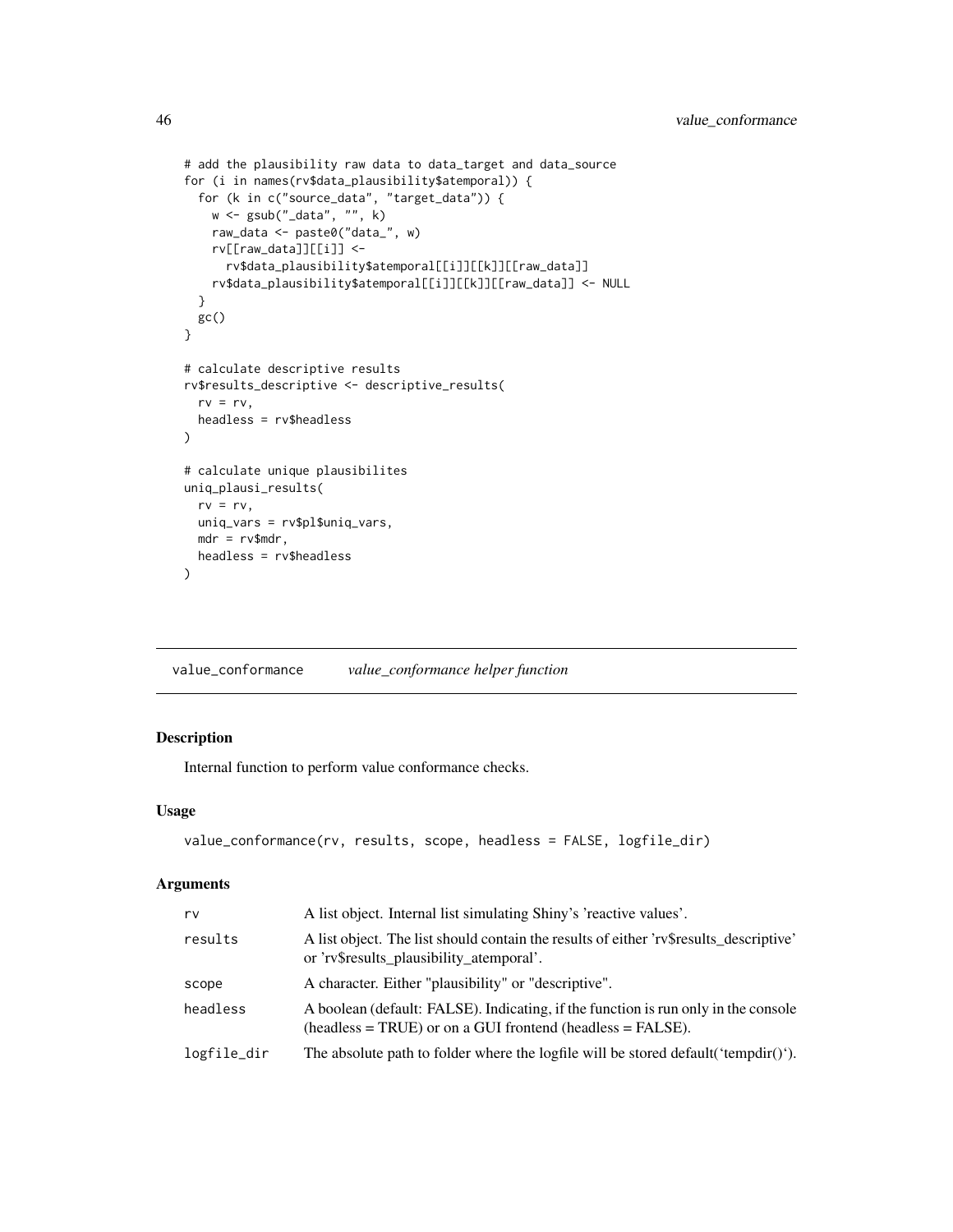```
# add the plausibility raw data to data_target and data_source
for (i in names(rv$data_plausibility$atemporal)) {
  for (k in c("source_data", "target_data")) {
    w <- gsub("_data", "", k)
    raw_data <- paste0("data_", w)
    rv[[raw_data]][[i]] <-
      rv$data_plausibility$atemporal[[i]][[k]][[raw_data]]
    rv$data_plausibility$atemporal[[i]][[k]][[raw_data]] <- NULL
  }
  gc()
}

# calculate descriptive results
rv$results_descriptive <- descriptive_results(
  rv = rv,
  headless = rv$headless
)

# calculate unique plausibilites
uniq_plausi_results(
  rv = rv,
  uniq_vars = rv$pl$uniq_vars,
  mdr = rv$mdr,
  headless = rv$headless
)
```

---

## value_conformance — *value_conformance helper function*

### Description

Internal function to perform value conformance checks.

### Usage

```
value_conformance(rv, results, scope, headless = FALSE, logfile_dir)
```

### Arguments

| | |
|---|---|
| rv | A list object. Internal list simulating Shiny's 'reactive values'. |
| results | A list object. The list should contain the results of either 'rv$results_descriptive' or 'rv$results_plausibility_atemporal'. |
| scope | A character. Either "plausibility" or "descriptive". |
| headless | A boolean (default: FALSE). Indicating, if the function is run only in the console (headless = TRUE) or on a GUI frontend (headless = FALSE). |
| logfile_dir | The absolute path to folder where the logfile will be stored default('tempdir()'). |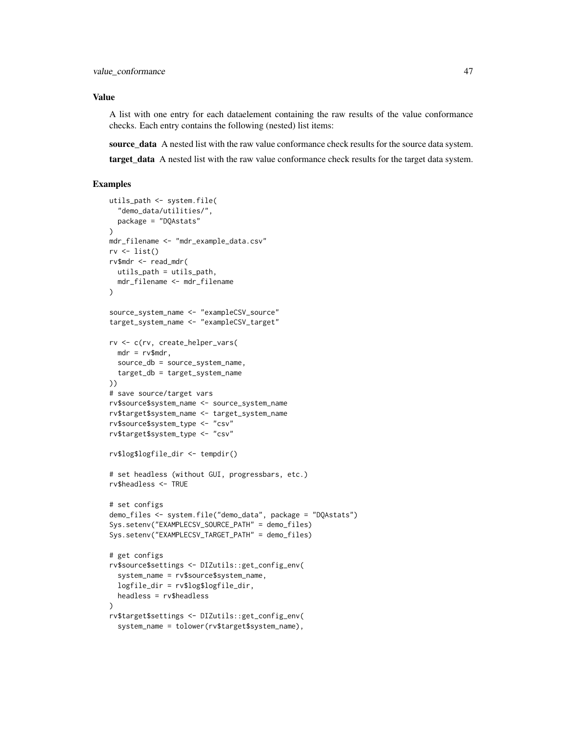### Value

A list with one entry for each dataelement containing the raw results of the value conformance checks. Each entry contains the following (nested) list items:

**source_data** A nested list with the raw value conformance check results for the source data system.

**target_data** A nested list with the raw value conformance check results for the target data system.

### Examples

```
utils_path <- system.file(
  "demo_data/utilities/",
  package = "DQAstats"
)
mdr_filename <- "mdr_example_data.csv"
rv <- list()
rv$mdr <- read_mdr(
  utils_path = utils_path,
  mdr_filename <- mdr_filename
)

source_system_name <- "exampleCSV_source"
target_system_name <- "exampleCSV_target"

rv <- c(rv, create_helper_vars(
  mdr = rv$mdr,
  source_db = source_system_name,
  target_db = target_system_name
))
# save source/target vars
rv$source$system_name <- source_system_name
rv$target$system_name <- target_system_name
rv$source$system_type <- "csv"
rv$target$system_type <- "csv"

rv$log$logfile_dir <- tempdir()

# set headless (without GUI, progressbars, etc.)
rv$headless <- TRUE

# set configs
demo_files <- system.file("demo_data", package = "DQAstats")
Sys.setenv("EXAMPLECSV_SOURCE_PATH" = demo_files)
Sys.setenv("EXAMPLECSV_TARGET_PATH" = demo_files)

# get configs
rv$source$settings <- DIZutils::get_config_env(
  system_name = rv$source$system_name,
  logfile_dir = rv$log$logfile_dir,
  headless = rv$headless
)
rv$target$settings <- DIZutils::get_config_env(
  system_name = tolower(rv$target$system_name),
```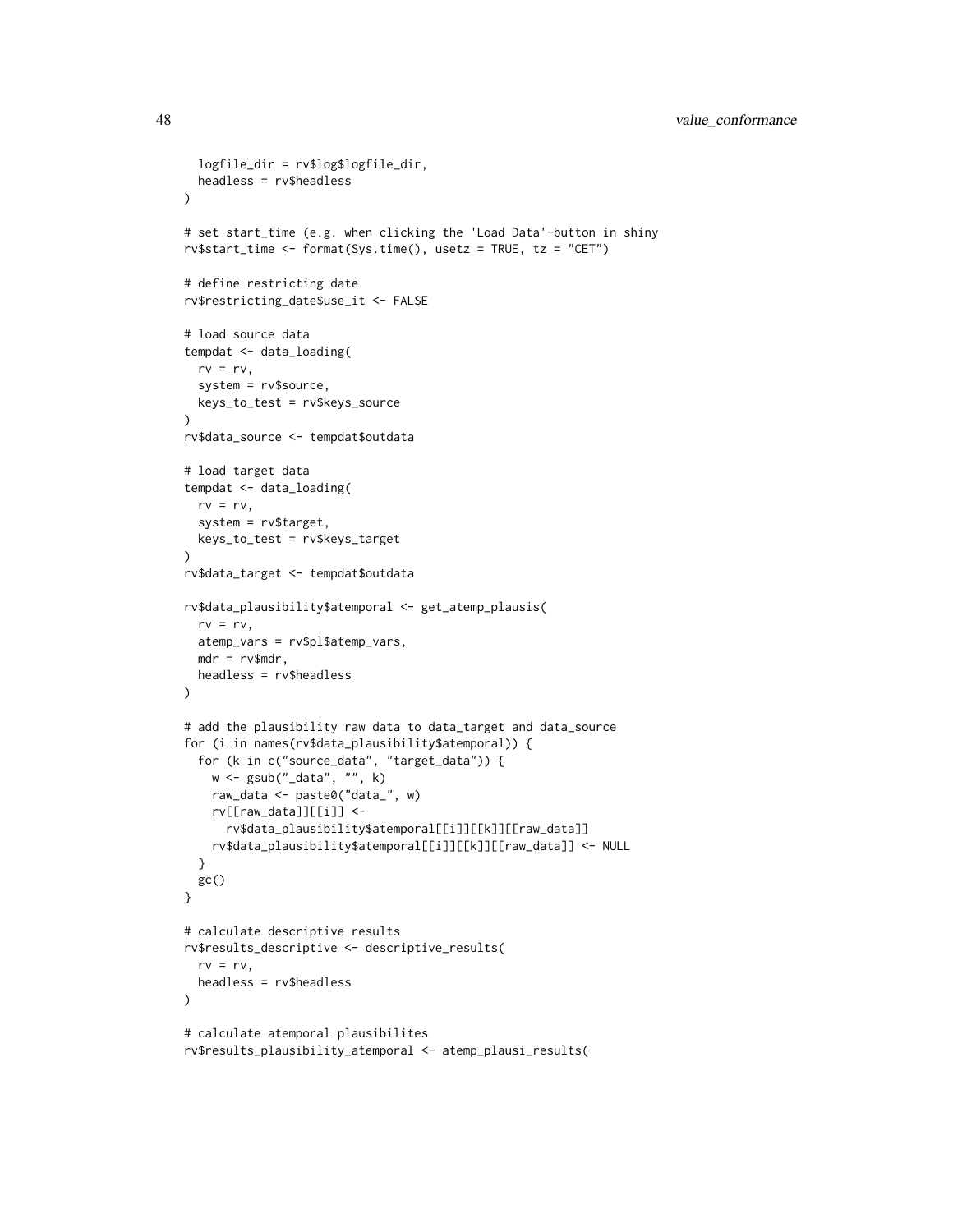```
  logfile_dir = rv$log$logfile_dir,
  headless = rv$headless
)

# set start_time (e.g. when clicking the 'Load Data'-button in shiny
rv$start_time <- format(Sys.time(), usetz = TRUE, tz = "CET")

# define restricting date
rv$restricting_date$use_it <- FALSE

# load source data
tempdat <- data_loading(
  rv = rv,
  system = rv$source,
  keys_to_test = rv$keys_source
)
rv$data_source <- tempdat$outdata

# load target data
tempdat <- data_loading(
  rv = rv,
  system = rv$target,
  keys_to_test = rv$keys_target
)
rv$data_target <- tempdat$outdata

rv$data_plausibility$atemporal <- get_atemp_plausis(
  rv = rv,
  atemp_vars = rv$pl$atemp_vars,
  mdr = rv$mdr,
  headless = rv$headless
)

# add the plausibility raw data to data_target and data_source
for (i in names(rv$data_plausibility$atemporal)) {
  for (k in c("source_data", "target_data")) {
    w <- gsub("_data", "", k)
    raw_data <- paste0("data_", w)
    rv[[raw_data]][[i]] <-
      rv$data_plausibility$atemporal[[i]][[k]][[raw_data]]
    rv$data_plausibility$atemporal[[i]][[k]][[raw_data]] <- NULL
  }
  gc()
}

# calculate descriptive results
rv$results_descriptive <- descriptive_results(
  rv = rv,
  headless = rv$headless
)

# calculate atemporal plausibilites
rv$results_plausibility_atemporal <- atemp_plausi_results(
```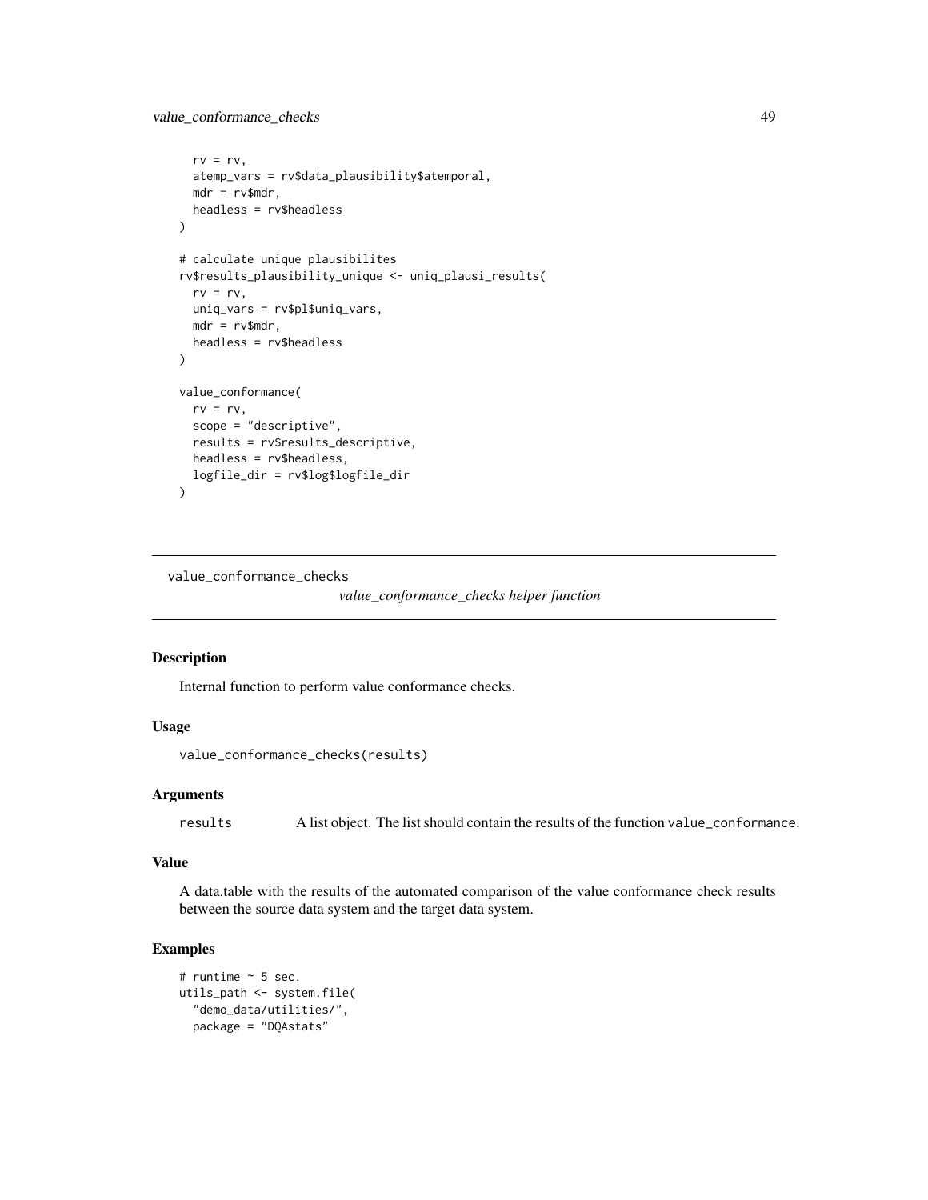```
  rv = rv,
  atemp_vars = rv$data_plausibility$atemporal,
  mdr = rv$mdr,
  headless = rv$headless
)

# calculate unique plausibilites
rv$results_plausibility_unique <- uniq_plausi_results(
  rv = rv,
  uniq_vars = rv$pl$uniq_vars,
  mdr = rv$mdr,
  headless = rv$headless
)

value_conformance(
  rv = rv,
  scope = "descriptive",
  results = rv$results_descriptive,
  headless = rv$headless,
  logfile_dir = rv$log$logfile_dir
)
```

---

value_conformance_checks *value_conformance_checks helper function*

---

### Description

Internal function to perform value conformance checks.

### Usage

```
value_conformance_checks(results)
```

### Arguments

| | |
|---|---|
| results | A list object. The list should contain the results of the function value_conformance. |

### Value

A data.table with the results of the automated comparison of the value conformance check results between the source data system and the target data system.

### Examples

```
# runtime ~ 5 sec.
utils_path <- system.file(
  "demo_data/utilities/",
  package = "DQAstats"
```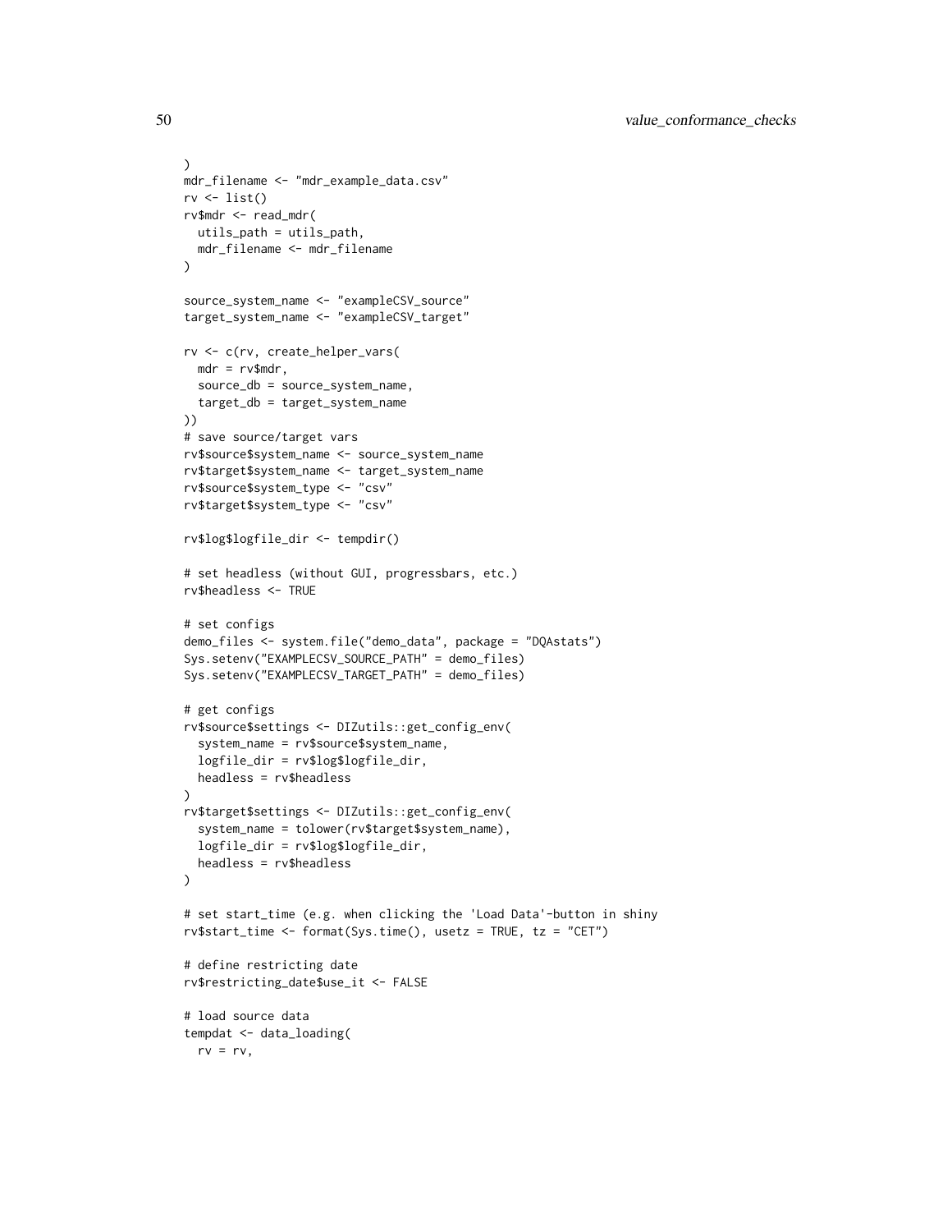```
)
mdr_filename <- "mdr_example_data.csv"
rv <- list()
rv$mdr <- read_mdr(
  utils_path = utils_path,
  mdr_filename <- mdr_filename
)

source_system_name <- "exampleCSV_source"
target_system_name <- "exampleCSV_target"

rv <- c(rv, create_helper_vars(
  mdr = rv$mdr,
  source_db = source_system_name,
  target_db = target_system_name
))
# save source/target vars
rv$source$system_name <- source_system_name
rv$target$system_name <- target_system_name
rv$source$system_type <- "csv"
rv$target$system_type <- "csv"

rv$log$logfile_dir <- tempdir()

# set headless (without GUI, progressbars, etc.)
rv$headless <- TRUE

# set configs
demo_files <- system.file("demo_data", package = "DQAstats")
Sys.setenv("EXAMPLECSV_SOURCE_PATH" = demo_files)
Sys.setenv("EXAMPLECSV_TARGET_PATH" = demo_files)

# get configs
rv$source$settings <- DIZutils::get_config_env(
  system_name = rv$source$system_name,
  logfile_dir = rv$log$logfile_dir,
  headless = rv$headless
)
rv$target$settings <- DIZutils::get_config_env(
  system_name = tolower(rv$target$system_name),
  logfile_dir = rv$log$logfile_dir,
  headless = rv$headless
)

# set start_time (e.g. when clicking the 'Load Data'-button in shiny
rv$start_time <- format(Sys.time(), usetz = TRUE, tz = "CET")

# define restricting date
rv$restricting_date$use_it <- FALSE

# load source data
tempdat <- data_loading(
  rv = rv,
```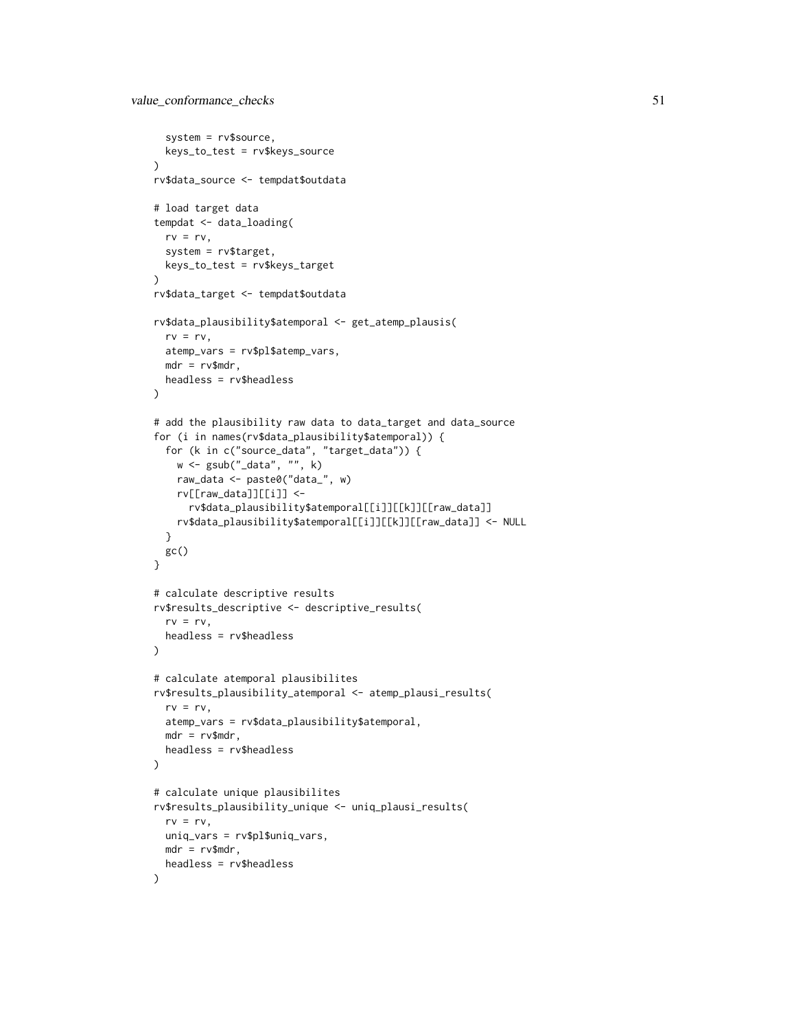```
    system = rv$source,
    keys_to_test = rv$keys_source
  )
  rv$data_source <- tempdat$outdata

  # load target data
  tempdat <- data_loading(
    rv = rv,
    system = rv$target,
    keys_to_test = rv$keys_target
  )
  rv$data_target <- tempdat$outdata

  rv$data_plausibility$atemporal <- get_atemp_plausis(
    rv = rv,
    atemp_vars = rv$pl$atemp_vars,
    mdr = rv$mdr,
    headless = rv$headless
  )

  # add the plausibility raw data to data_target and data_source
  for (i in names(rv$data_plausibility$atemporal)) {
    for (k in c("source_data", "target_data")) {
      w <- gsub("_data", "", k)
      raw_data <- paste0("data_", w)
      rv[[raw_data]][[i]] <-
        rv$data_plausibility$atemporal[[i]][[k]][[raw_data]]
      rv$data_plausibility$atemporal[[i]][[k]][[raw_data]] <- NULL
    }
    gc()
  }

  # calculate descriptive results
  rv$results_descriptive <- descriptive_results(
    rv = rv,
    headless = rv$headless
  )

  # calculate atemporal plausibilites
  rv$results_plausibility_atemporal <- atemp_plausi_results(
    rv = rv,
    atemp_vars = rv$data_plausibility$atemporal,
    mdr = rv$mdr,
    headless = rv$headless
  )

  # calculate unique plausibilites
  rv$results_plausibility_unique <- uniq_plausi_results(
    rv = rv,
    uniq_vars = rv$pl$uniq_vars,
    mdr = rv$mdr,
    headless = rv$headless
  )
```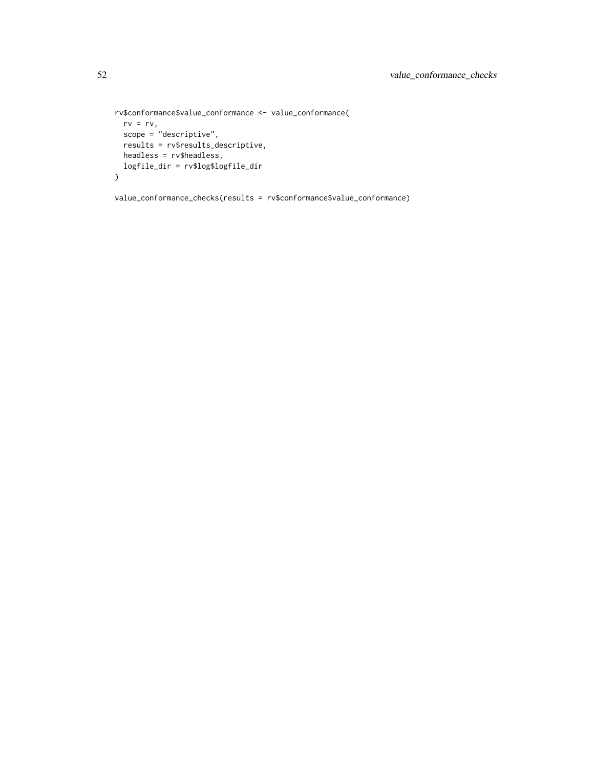```
rv$conformance$value_conformance <- value_conformance(
  rv = rv,
  scope = "descriptive",
  results = rv$results_descriptive,
  headless = rv$headless,
  logfile_dir = rv$log$logfile_dir
)

value_conformance_checks(results = rv$conformance$value_conformance)
```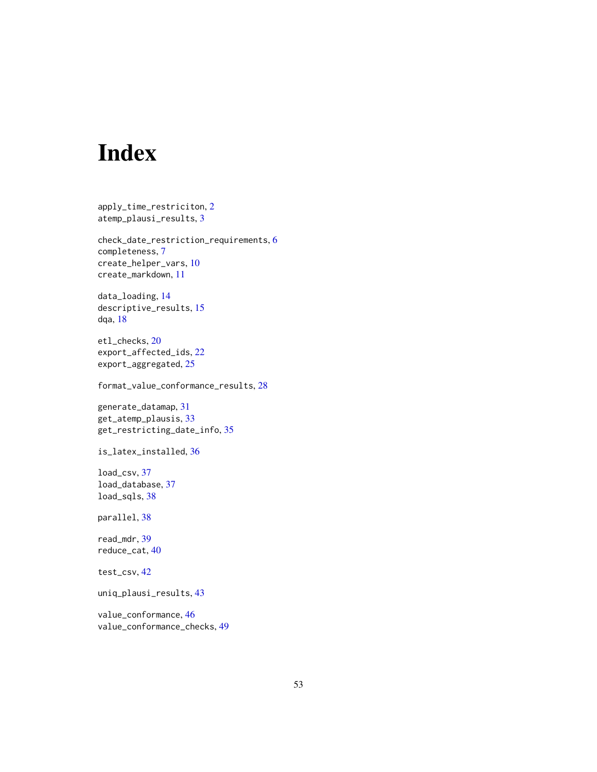# Index

apply_time_restriciton, 2
atemp_plausi_results, 3

check_date_restriction_requirements, 6
completeness, 7
create_helper_vars, 10
create_markdown, 11

data_loading, 14
descriptive_results, 15
dqa, 18

etl_checks, 20
export_affected_ids, 22
export_aggregated, 25

format_value_conformance_results, 28

generate_datamap, 31
get_atemp_plausis, 33
get_restricting_date_info, 35

is_latex_installed, 36

load_csv, 37
load_database, 37
load_sqls, 38

parallel, 38

read_mdr, 39
reduce_cat, 40

test_csv, 42

uniq_plausi_results, 43

value_conformance, 46
value_conformance_checks, 49